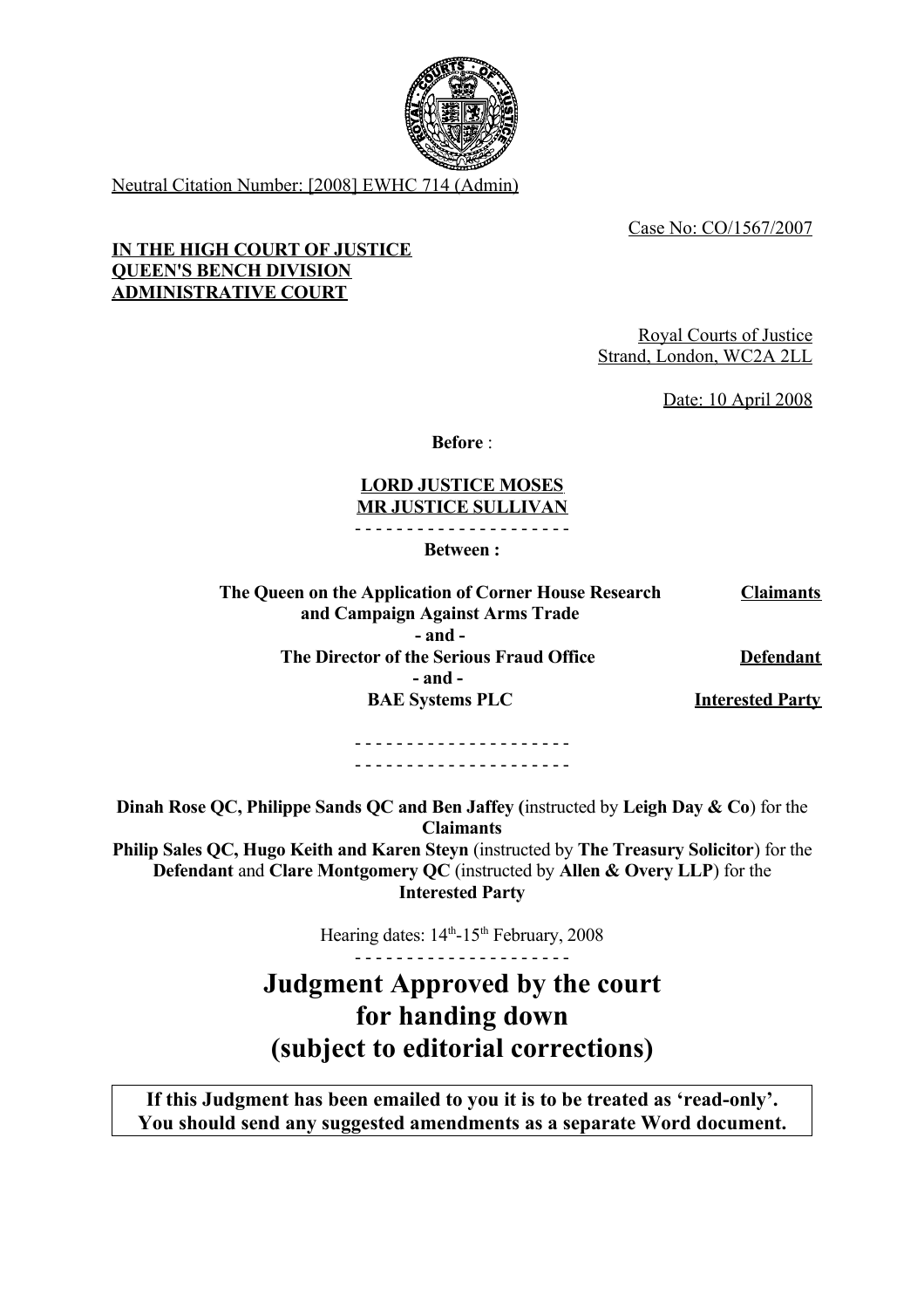Neutral Citation Number: [2008] EWHC 714 (Admin)

Case No: CO/1567/2007

**IN THE HIGH COURT OF JUSTICE**
**QUEEN'S BENCH DIVISION**
**ADMINISTRATIVE COURT**

Royal Courts of Justice
Strand, London, WC2A 2LL

Date: 10 April 2008

**Before** :

**LORD JUSTICE MOSES**
**MR JUSTICE SULLIVAN**

- - - - - - - - - - - - - - - - - - - - -

**Between :**

| | |
|---|---|
| **The Queen on the Application of Corner House Research and Campaign Against Arms Trade** | **Claimants** |
| **- and -** | |
| **The Director of the Serious Fraud Office** | **Defendant** |
| **- and -** | |
| **BAE Systems PLC** | **Interested Party** |

- - - - - - - - - - - - - - - - - - - - -

- - - - - - - - - - - - - - - - - - - - -

**Dinah Rose QC, Philippe Sands QC and Ben Jaffey (**instructed by **Leigh Day & Co**) for the **Claimants**
**Philip Sales QC, Hugo Keith and Karen Steyn** (instructed by **The Treasury Solicitor**) for the **Defendant** and **Clare Montgomery QC** (instructed by **Allen & Overy LLP**) for the **Interested Party**

Hearing dates: 14th-15th February, 2008

- - - - - - - - - - - - - - - - - - - - -

# Judgment Approved by the court for handing down (subject to editorial corrections)

**If this Judgment has been emailed to you it is to be treated as 'read-only'. You should send any suggested amendments as a separate Word document.**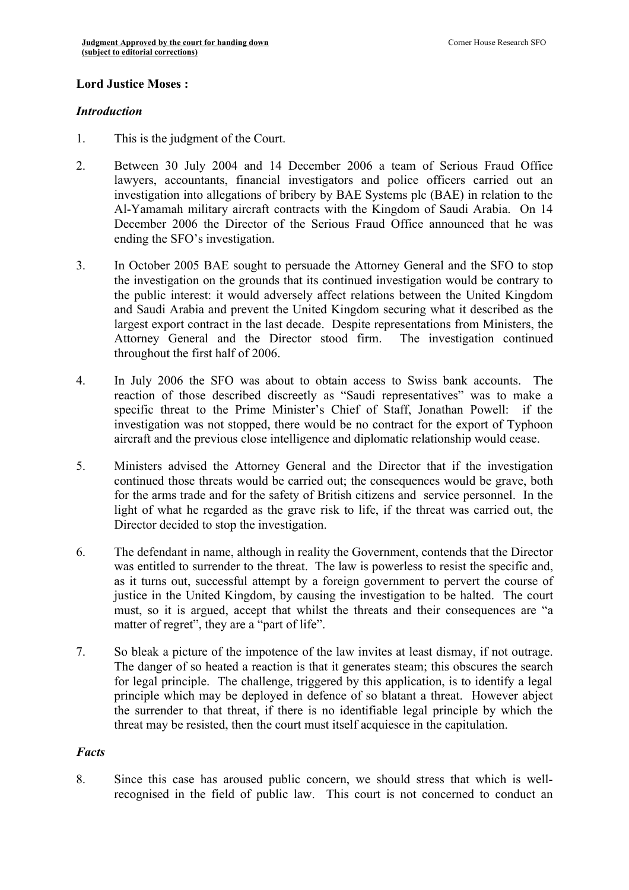**Lord Justice Moses :**

***Introduction***

1. This is the judgment of the Court.

2. Between 30 July 2004 and 14 December 2006 a team of Serious Fraud Office lawyers, accountants, financial investigators and police officers carried out an investigation into allegations of bribery by BAE Systems plc (BAE) in relation to the Al-Yamamah military aircraft contracts with the Kingdom of Saudi Arabia. On 14 December 2006 the Director of the Serious Fraud Office announced that he was ending the SFO's investigation.

3. In October 2005 BAE sought to persuade the Attorney General and the SFO to stop the investigation on the grounds that its continued investigation would be contrary to the public interest: it would adversely affect relations between the United Kingdom and Saudi Arabia and prevent the United Kingdom securing what it described as the largest export contract in the last decade. Despite representations from Ministers, the Attorney General and the Director stood firm. The investigation continued throughout the first half of 2006.

4. In July 2006 the SFO was about to obtain access to Swiss bank accounts. The reaction of those described discreetly as "Saudi representatives" was to make a specific threat to the Prime Minister's Chief of Staff, Jonathan Powell: if the investigation was not stopped, there would be no contract for the export of Typhoon aircraft and the previous close intelligence and diplomatic relationship would cease.

5. Ministers advised the Attorney General and the Director that if the investigation continued those threats would be carried out; the consequences would be grave, both for the arms trade and for the safety of British citizens and service personnel. In the light of what he regarded as the grave risk to life, if the threat was carried out, the Director decided to stop the investigation.

6. The defendant in name, although in reality the Government, contends that the Director was entitled to surrender to the threat. The law is powerless to resist the specific and, as it turns out, successful attempt by a foreign government to pervert the course of justice in the United Kingdom, by causing the investigation to be halted. The court must, so it is argued, accept that whilst the threats and their consequences are "a matter of regret", they are a "part of life".

7. So bleak a picture of the impotence of the law invites at least dismay, if not outrage. The danger of so heated a reaction is that it generates steam; this obscures the search for legal principle. The challenge, triggered by this application, is to identify a legal principle which may be deployed in defence of so blatant a threat. However abject the surrender to that threat, if there is no identifiable legal principle by which the threat may be resisted, then the court must itself acquiesce in the capitulation.

***Facts***

8. Since this case has aroused public concern, we should stress that which is well-recognised in the field of public law. This court is not concerned to conduct an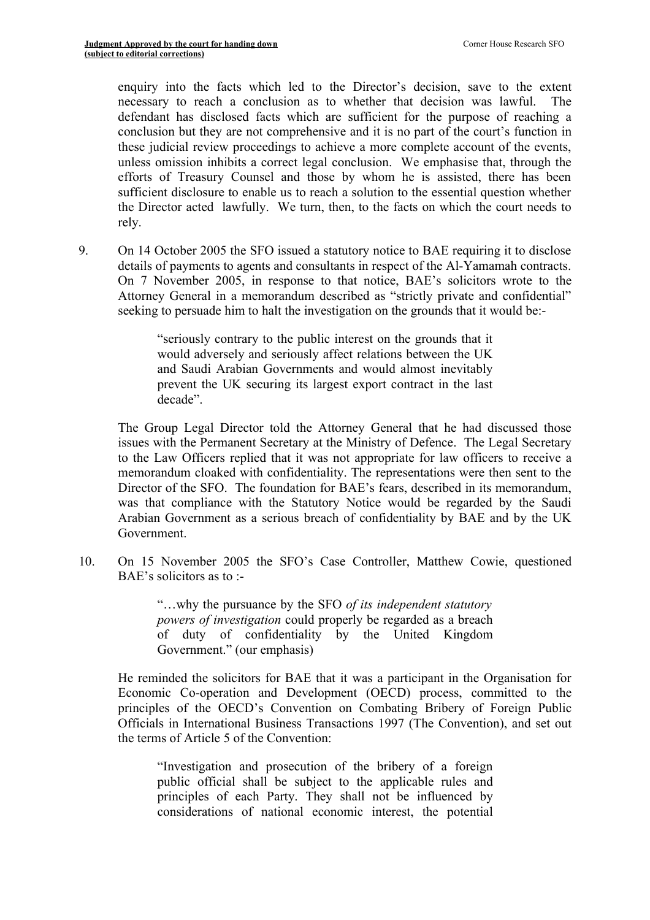enquiry into the facts which led to the Director's decision, save to the extent necessary to reach a conclusion as to whether that decision was lawful. The defendant has disclosed facts which are sufficient for the purpose of reaching a conclusion but they are not comprehensive and it is no part of the court's function in these judicial review proceedings to achieve a more complete account of the events, unless omission inhibits a correct legal conclusion. We emphasise that, through the efforts of Treasury Counsel and those by whom he is assisted, there has been sufficient disclosure to enable us to reach a solution to the essential question whether the Director acted lawfully. We turn, then, to the facts on which the court needs to rely.

9. On 14 October 2005 the SFO issued a statutory notice to BAE requiring it to disclose details of payments to agents and consultants in respect of the Al-Yamamah contracts. On 7 November 2005, in response to that notice, BAE's solicitors wrote to the Attorney General in a memorandum described as "strictly private and confidential" seeking to persuade him to halt the investigation on the grounds that it would be:-

> "seriously contrary to the public interest on the grounds that it would adversely and seriously affect relations between the UK and Saudi Arabian Governments and would almost inevitably prevent the UK securing its largest export contract in the last decade".

The Group Legal Director told the Attorney General that he had discussed those issues with the Permanent Secretary at the Ministry of Defence. The Legal Secretary to the Law Officers replied that it was not appropriate for law officers to receive a memorandum cloaked with confidentiality. The representations were then sent to the Director of the SFO. The foundation for BAE's fears, described in its memorandum, was that compliance with the Statutory Notice would be regarded by the Saudi Arabian Government as a serious breach of confidentiality by BAE and by the UK Government.

10. On 15 November 2005 the SFO's Case Controller, Matthew Cowie, questioned BAE's solicitors as to :-

> "…why the pursuance by the SFO *of its independent statutory powers of investigation* could properly be regarded as a breach of duty of confidentiality by the United Kingdom Government." (our emphasis)

He reminded the solicitors for BAE that it was a participant in the Organisation for Economic Co-operation and Development (OECD) process, committed to the principles of the OECD's Convention on Combating Bribery of Foreign Public Officials in International Business Transactions 1997 (The Convention), and set out the terms of Article 5 of the Convention:

> "Investigation and prosecution of the bribery of a foreign public official shall be subject to the applicable rules and principles of each Party. They shall not be influenced by considerations of national economic interest, the potential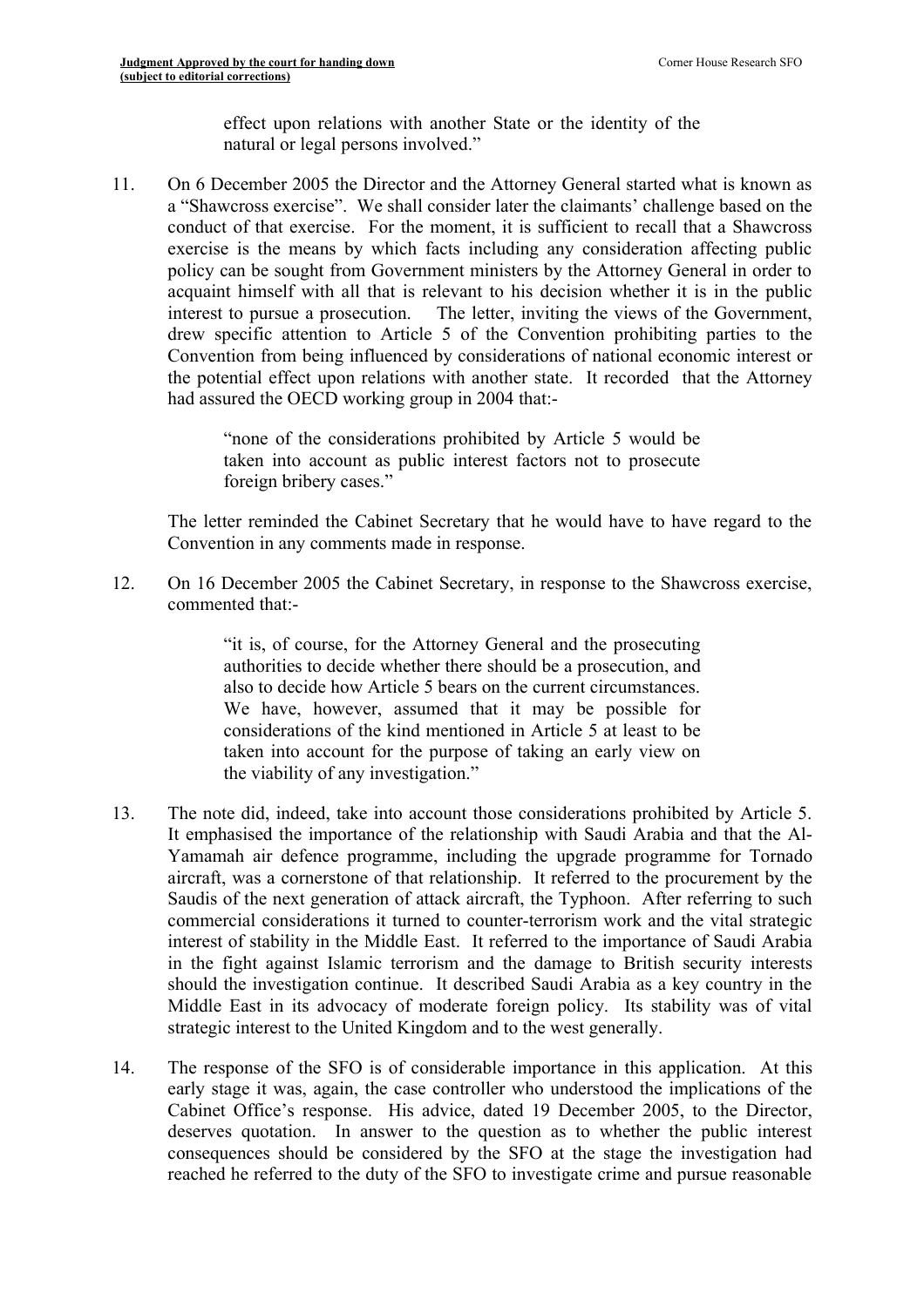effect upon relations with another State or the identity of the natural or legal persons involved."

11. On 6 December 2005 the Director and the Attorney General started what is known as a "Shawcross exercise". We shall consider later the claimants' challenge based on the conduct of that exercise. For the moment, it is sufficient to recall that a Shawcross exercise is the means by which facts including any consideration affecting public policy can be sought from Government ministers by the Attorney General in order to acquaint himself with all that is relevant to his decision whether it is in the public interest to pursue a prosecution. The letter, inviting the views of the Government, drew specific attention to Article 5 of the Convention prohibiting parties to the Convention from being influenced by considerations of national economic interest or the potential effect upon relations with another state. It recorded that the Attorney had assured the OECD working group in 2004 that:-

> "none of the considerations prohibited by Article 5 would be taken into account as public interest factors not to prosecute foreign bribery cases."

The letter reminded the Cabinet Secretary that he would have to have regard to the Convention in any comments made in response.

12. On 16 December 2005 the Cabinet Secretary, in response to the Shawcross exercise, commented that:-

> "it is, of course, for the Attorney General and the prosecuting authorities to decide whether there should be a prosecution, and also to decide how Article 5 bears on the current circumstances. We have, however, assumed that it may be possible for considerations of the kind mentioned in Article 5 at least to be taken into account for the purpose of taking an early view on the viability of any investigation."

13. The note did, indeed, take into account those considerations prohibited by Article 5. It emphasised the importance of the relationship with Saudi Arabia and that the Al-Yamamah air defence programme, including the upgrade programme for Tornado aircraft, was a cornerstone of that relationship. It referred to the procurement by the Saudis of the next generation of attack aircraft, the Typhoon. After referring to such commercial considerations it turned to counter-terrorism work and the vital strategic interest of stability in the Middle East. It referred to the importance of Saudi Arabia in the fight against Islamic terrorism and the damage to British security interests should the investigation continue. It described Saudi Arabia as a key country in the Middle East in its advocacy of moderate foreign policy. Its stability was of vital strategic interest to the United Kingdom and to the west generally.

14. The response of the SFO is of considerable importance in this application. At this early stage it was, again, the case controller who understood the implications of the Cabinet Office's response. His advice, dated 19 December 2005, to the Director, deserves quotation. In answer to the question as to whether the public interest consequences should be considered by the SFO at the stage the investigation had reached he referred to the duty of the SFO to investigate crime and pursue reasonable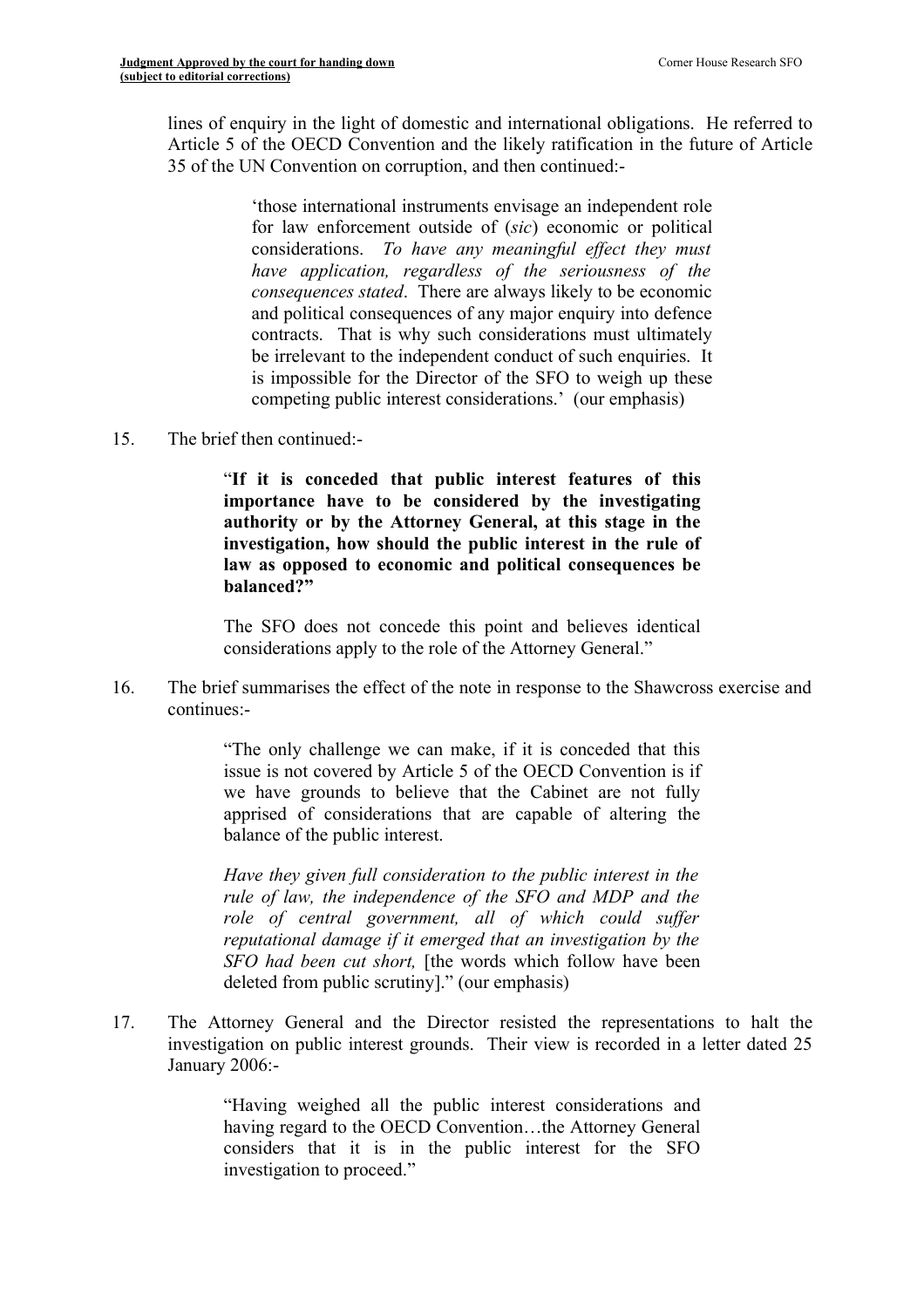lines of enquiry in the light of domestic and international obligations. He referred to Article 5 of the OECD Convention and the likely ratification in the future of Article 35 of the UN Convention on corruption, and then continued:-

> 'those international instruments envisage an independent role for law enforcement outside of (*sic*) economic or political considerations. *To have any meaningful effect they must have application, regardless of the seriousness of the consequences stated*. There are always likely to be economic and political consequences of any major enquiry into defence contracts. That is why such considerations must ultimately be irrelevant to the independent conduct of such enquiries. It is impossible for the Director of the SFO to weigh up these competing public interest considerations.' (our emphasis)

15. The brief then continued:-

> "**If it is conceded that public interest features of this importance have to be considered by the investigating authority or by the Attorney General, at this stage in the investigation, how should the public interest in the rule of law as opposed to economic and political consequences be balanced?"**
>
> The SFO does not concede this point and believes identical considerations apply to the role of the Attorney General."

16. The brief summarises the effect of the note in response to the Shawcross exercise and continues:-

> "The only challenge we can make, if it is conceded that this issue is not covered by Article 5 of the OECD Convention is if we have grounds to believe that the Cabinet are not fully apprised of considerations that are capable of altering the balance of the public interest.
>
> *Have they given full consideration to the public interest in the rule of law, the independence of the SFO and MDP and the role of central government, all of which could suffer reputational damage if it emerged that an investigation by the SFO had been cut short,* [the words which follow have been deleted from public scrutiny]." (our emphasis)

17. The Attorney General and the Director resisted the representations to halt the investigation on public interest grounds. Their view is recorded in a letter dated 25 January 2006:-

> "Having weighed all the public interest considerations and having regard to the OECD Convention…the Attorney General considers that it is in the public interest for the SFO investigation to proceed."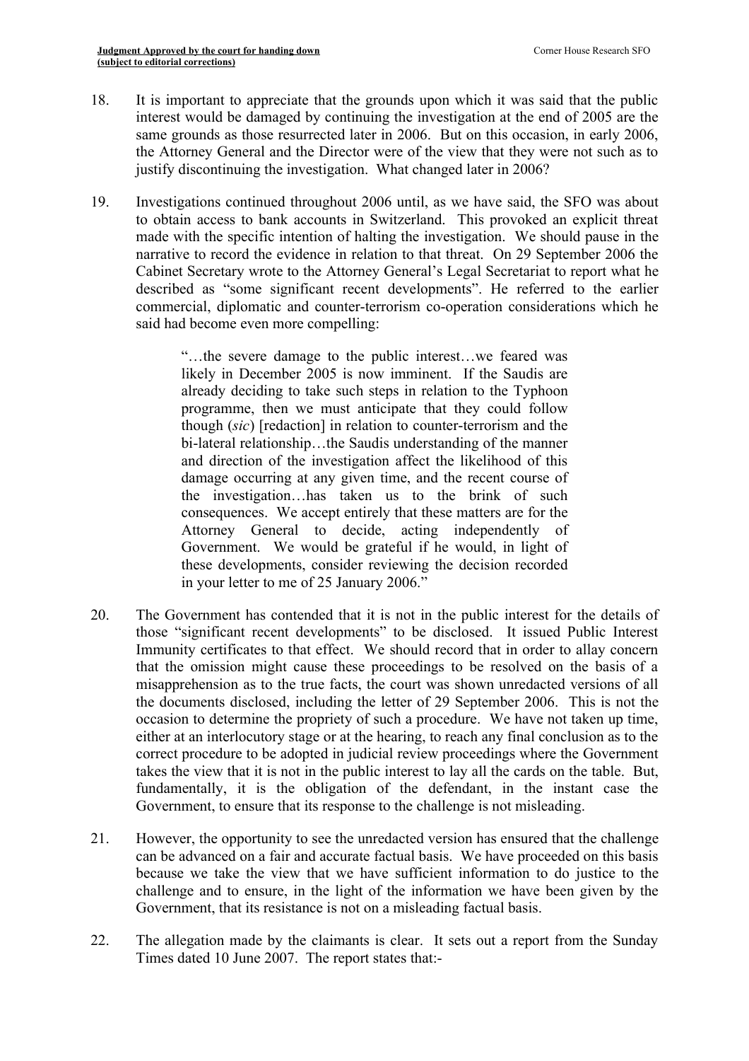18. It is important to appreciate that the grounds upon which it was said that the public interest would be damaged by continuing the investigation at the end of 2005 are the same grounds as those resurrected later in 2006. But on this occasion, in early 2006, the Attorney General and the Director were of the view that they were not such as to justify discontinuing the investigation. What changed later in 2006?

19. Investigations continued throughout 2006 until, as we have said, the SFO was about to obtain access to bank accounts in Switzerland. This provoked an explicit threat made with the specific intention of halting the investigation. We should pause in the narrative to record the evidence in relation to that threat. On 29 September 2006 the Cabinet Secretary wrote to the Attorney General's Legal Secretariat to report what he described as "some significant recent developments". He referred to the earlier commercial, diplomatic and counter-terrorism co-operation considerations which he said had become even more compelling:

> "…the severe damage to the public interest…we feared was likely in December 2005 is now imminent. If the Saudis are already deciding to take such steps in relation to the Typhoon programme, then we must anticipate that they could follow though (*sic*) [redaction] in relation to counter-terrorism and the bi-lateral relationship…the Saudis understanding of the manner and direction of the investigation affect the likelihood of this damage occurring at any given time, and the recent course of the investigation…has taken us to the brink of such consequences. We accept entirely that these matters are for the Attorney General to decide, acting independently of Government. We would be grateful if he would, in light of these developments, consider reviewing the decision recorded in your letter to me of 25 January 2006."

20. The Government has contended that it is not in the public interest for the details of those "significant recent developments" to be disclosed. It issued Public Interest Immunity certificates to that effect. We should record that in order to allay concern that the omission might cause these proceedings to be resolved on the basis of a misapprehension as to the true facts, the court was shown unredacted versions of all the documents disclosed, including the letter of 29 September 2006. This is not the occasion to determine the propriety of such a procedure. We have not taken up time, either at an interlocutory stage or at the hearing, to reach any final conclusion as to the correct procedure to be adopted in judicial review proceedings where the Government takes the view that it is not in the public interest to lay all the cards on the table. But, fundamentally, it is the obligation of the defendant, in the instant case the Government, to ensure that its response to the challenge is not misleading.

21. However, the opportunity to see the unredacted version has ensured that the challenge can be advanced on a fair and accurate factual basis. We have proceeded on this basis because we take the view that we have sufficient information to do justice to the challenge and to ensure, in the light of the information we have been given by the Government, that its resistance is not on a misleading factual basis.

22. The allegation made by the claimants is clear. It sets out a report from the Sunday Times dated 10 June 2007. The report states that:-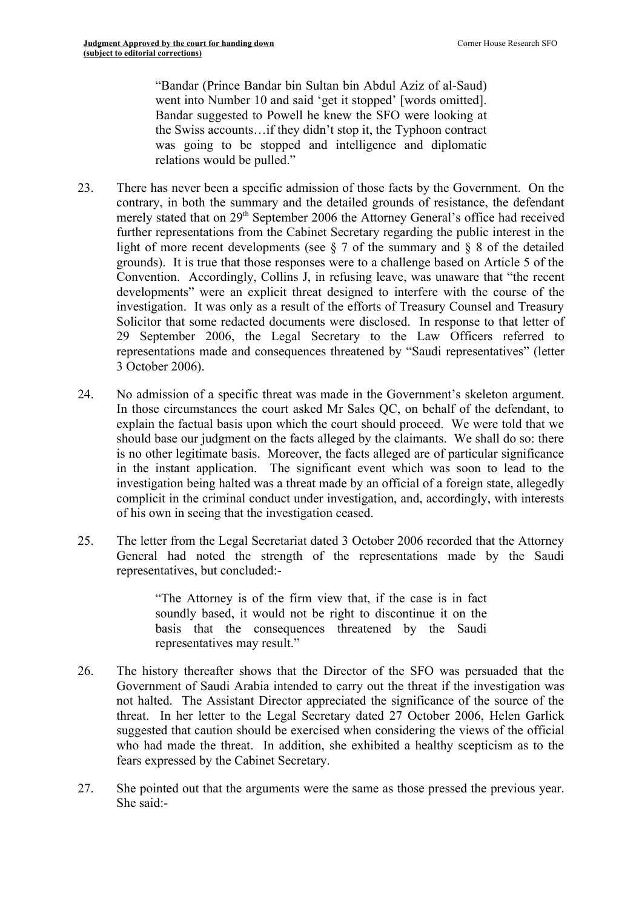> "Bandar (Prince Bandar bin Sultan bin Abdul Aziz of al-Saud) went into Number 10 and said 'get it stopped' [words omitted]. Bandar suggested to Powell he knew the SFO were looking at the Swiss accounts…if they didn't stop it, the Typhoon contract was going to be stopped and intelligence and diplomatic relations would be pulled."

23. There has never been a specific admission of those facts by the Government. On the contrary, in both the summary and the detailed grounds of resistance, the defendant merely stated that on 29th September 2006 the Attorney General's office had received further representations from the Cabinet Secretary regarding the public interest in the light of more recent developments (see § 7 of the summary and § 8 of the detailed grounds). It is true that those responses were to a challenge based on Article 5 of the Convention. Accordingly, Collins J, in refusing leave, was unaware that "the recent developments" were an explicit threat designed to interfere with the course of the investigation. It was only as a result of the efforts of Treasury Counsel and Treasury Solicitor that some redacted documents were disclosed. In response to that letter of 29 September 2006, the Legal Secretary to the Law Officers referred to representations made and consequences threatened by "Saudi representatives" (letter 3 October 2006).

24. No admission of a specific threat was made in the Government's skeleton argument. In those circumstances the court asked Mr Sales QC, on behalf of the defendant, to explain the factual basis upon which the court should proceed. We were told that we should base our judgment on the facts alleged by the claimants. We shall do so: there is no other legitimate basis. Moreover, the facts alleged are of particular significance in the instant application. The significant event which was soon to lead to the investigation being halted was a threat made by an official of a foreign state, allegedly complicit in the criminal conduct under investigation, and, accordingly, with interests of his own in seeing that the investigation ceased.

25. The letter from the Legal Secretariat dated 3 October 2006 recorded that the Attorney General had noted the strength of the representations made by the Saudi representatives, but concluded:-

> "The Attorney is of the firm view that, if the case is in fact soundly based, it would not be right to discontinue it on the basis that the consequences threatened by the Saudi representatives may result."

26. The history thereafter shows that the Director of the SFO was persuaded that the Government of Saudi Arabia intended to carry out the threat if the investigation was not halted. The Assistant Director appreciated the significance of the source of the threat. In her letter to the Legal Secretary dated 27 October 2006, Helen Garlick suggested that caution should be exercised when considering the views of the official who had made the threat. In addition, she exhibited a healthy scepticism as to the fears expressed by the Cabinet Secretary.

27. She pointed out that the arguments were the same as those pressed the previous year. She said:-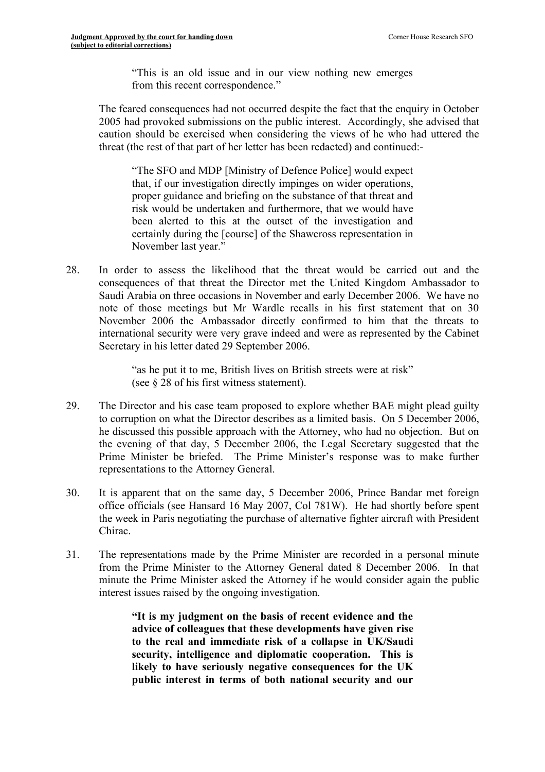> "This is an old issue and in our view nothing new emerges from this recent correspondence."

The feared consequences had not occurred despite the fact that the enquiry in October 2005 had provoked submissions on the public interest. Accordingly, she advised that caution should be exercised when considering the views of he who had uttered the threat (the rest of that part of her letter has been redacted) and continued:-

> "The SFO and MDP [Ministry of Defence Police] would expect that, if our investigation directly impinges on wider operations, proper guidance and briefing on the substance of that threat and risk would be undertaken and furthermore, that we would have been alerted to this at the outset of the investigation and certainly during the [course] of the Shawcross representation in November last year."

28. In order to assess the likelihood that the threat would be carried out and the consequences of that threat the Director met the United Kingdom Ambassador to Saudi Arabia on three occasions in November and early December 2006. We have no note of those meetings but Mr Wardle recalls in his first statement that on 30 November 2006 the Ambassador directly confirmed to him that the threats to international security were very grave indeed and were as represented by the Cabinet Secretary in his letter dated 29 September 2006.

> "as he put it to me, British lives on British streets were at risk" (see § 28 of his first witness statement).

29. The Director and his case team proposed to explore whether BAE might plead guilty to corruption on what the Director describes as a limited basis. On 5 December 2006, he discussed this possible approach with the Attorney, who had no objection. But on the evening of that day, 5 December 2006, the Legal Secretary suggested that the Prime Minister be briefed. The Prime Minister's response was to make further representations to the Attorney General.

30. It is apparent that on the same day, 5 December 2006, Prince Bandar met foreign office officials (see Hansard 16 May 2007, Col 781W). He had shortly before spent the week in Paris negotiating the purchase of alternative fighter aircraft with President Chirac.

31. The representations made by the Prime Minister are recorded in a personal minute from the Prime Minister to the Attorney General dated 8 December 2006. In that minute the Prime Minister asked the Attorney if he would consider again the public interest issues raised by the ongoing investigation.

> **"It is my judgment on the basis of recent evidence and the advice of colleagues that these developments have given rise to the real and immediate risk of a collapse in UK/Saudi security, intelligence and diplomatic cooperation. This is likely to have seriously negative consequences for the UK public interest in terms of both national security and our**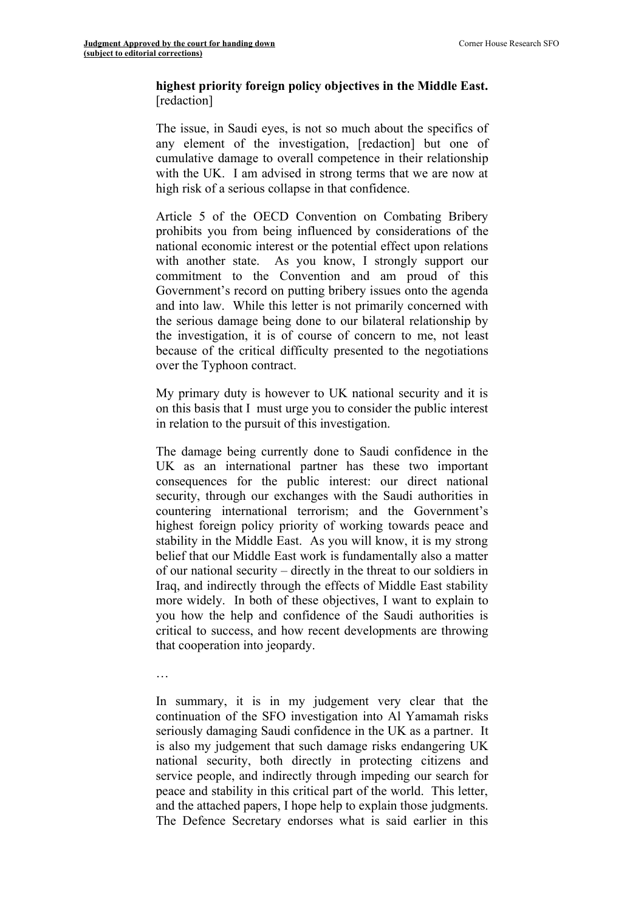**highest priority foreign policy objectives in the Middle East.** [redaction]

The issue, in Saudi eyes, is not so much about the specifics of any element of the investigation, [redaction] but one of cumulative damage to overall competence in their relationship with the UK. I am advised in strong terms that we are now at high risk of a serious collapse in that confidence.

Article 5 of the OECD Convention on Combating Bribery prohibits you from being influenced by considerations of the national economic interest or the potential effect upon relations with another state. As you know, I strongly support our commitment to the Convention and am proud of this Government's record on putting bribery issues onto the agenda and into law. While this letter is not primarily concerned with the serious damage being done to our bilateral relationship by the investigation, it is of course of concern to me, not least because of the critical difficulty presented to the negotiations over the Typhoon contract.

My primary duty is however to UK national security and it is on this basis that I must urge you to consider the public interest in relation to the pursuit of this investigation.

The damage being currently done to Saudi confidence in the UK as an international partner has these two important consequences for the public interest: our direct national security, through our exchanges with the Saudi authorities in countering international terrorism; and the Government's highest foreign policy priority of working towards peace and stability in the Middle East. As you will know, it is my strong belief that our Middle East work is fundamentally also a matter of our national security – directly in the threat to our soldiers in Iraq, and indirectly through the effects of Middle East stability more widely. In both of these objectives, I want to explain to you how the help and confidence of the Saudi authorities is critical to success, and how recent developments are throwing that cooperation into jeopardy.

…

In summary, it is in my judgement very clear that the continuation of the SFO investigation into Al Yamamah risks seriously damaging Saudi confidence in the UK as a partner. It is also my judgement that such damage risks endangering UK national security, both directly in protecting citizens and service people, and indirectly through impeding our search for peace and stability in this critical part of the world. This letter, and the attached papers, I hope help to explain those judgments. The Defence Secretary endorses what is said earlier in this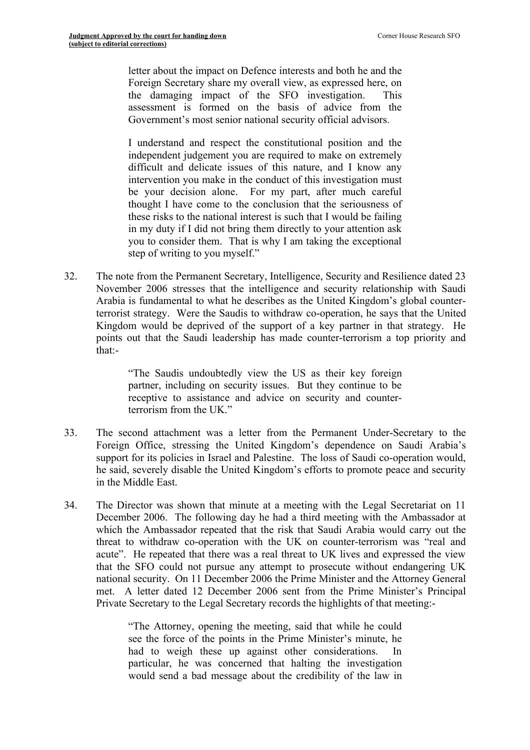> letter about the impact on Defence interests and both he and the Foreign Secretary share my overall view, as expressed here, on the damaging impact of the SFO investigation. This assessment is formed on the basis of advice from the Government's most senior national security official advisors.
>
> I understand and respect the constitutional position and the independent judgement you are required to make on extremely difficult and delicate issues of this nature, and I know any intervention you make in the conduct of this investigation must be your decision alone. For my part, after much careful thought I have come to the conclusion that the seriousness of these risks to the national interest is such that I would be failing in my duty if I did not bring them directly to your attention ask you to consider them. That is why I am taking the exceptional step of writing to you myself."

32. The note from the Permanent Secretary, Intelligence, Security and Resilience dated 23 November 2006 stresses that the intelligence and security relationship with Saudi Arabia is fundamental to what he describes as the United Kingdom's global counter-terrorist strategy. Were the Saudis to withdraw co-operation, he says that the United Kingdom would be deprived of the support of a key partner in that strategy. He points out that the Saudi leadership has made counter-terrorism a top priority and that:-

> "The Saudis undoubtedly view the US as their key foreign partner, including on security issues. But they continue to be receptive to assistance and advice on security and counter-terrorism from the UK."

33. The second attachment was a letter from the Permanent Under-Secretary to the Foreign Office, stressing the United Kingdom's dependence on Saudi Arabia's support for its policies in Israel and Palestine. The loss of Saudi co-operation would, he said, severely disable the United Kingdom's efforts to promote peace and security in the Middle East.

34. The Director was shown that minute at a meeting with the Legal Secretariat on 11 December 2006. The following day he had a third meeting with the Ambassador at which the Ambassador repeated that the risk that Saudi Arabia would carry out the threat to withdraw co-operation with the UK on counter-terrorism was "real and acute". He repeated that there was a real threat to UK lives and expressed the view that the SFO could not pursue any attempt to prosecute without endangering UK national security. On 11 December 2006 the Prime Minister and the Attorney General met. A letter dated 12 December 2006 sent from the Prime Minister's Principal Private Secretary to the Legal Secretary records the highlights of that meeting:-

> "The Attorney, opening the meeting, said that while he could see the force of the points in the Prime Minister's minute, he had to weigh these up against other considerations. In particular, he was concerned that halting the investigation would send a bad message about the credibility of the law in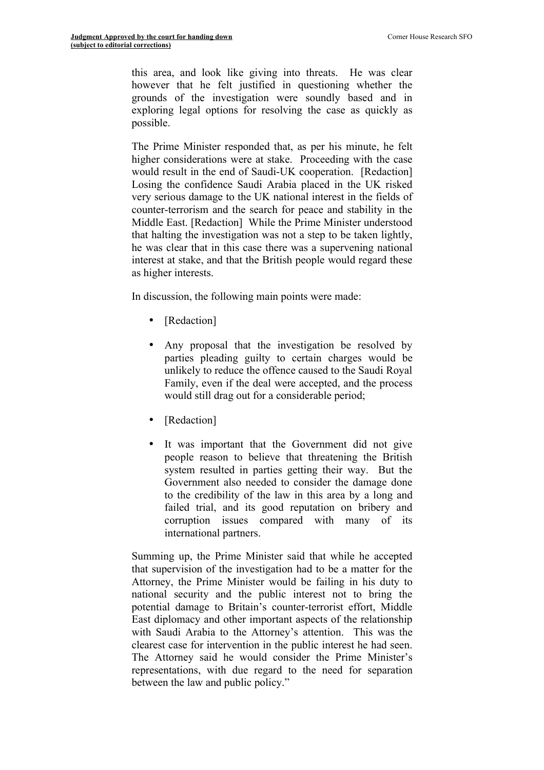this area, and look like giving into threats. He was clear however that he felt justified in questioning whether the grounds of the investigation were soundly based and in exploring legal options for resolving the case as quickly as possible.

The Prime Minister responded that, as per his minute, he felt higher considerations were at stake. Proceeding with the case would result in the end of Saudi-UK cooperation. [Redaction] Losing the confidence Saudi Arabia placed in the UK risked very serious damage to the UK national interest in the fields of counter-terrorism and the search for peace and stability in the Middle East. [Redaction] While the Prime Minister understood that halting the investigation was not a step to be taken lightly, he was clear that in this case there was a supervening national interest at stake, and that the British people would regard these as higher interests.

In discussion, the following main points were made:

- [Redaction]
- Any proposal that the investigation be resolved by parties pleading guilty to certain charges would be unlikely to reduce the offence caused to the Saudi Royal Family, even if the deal were accepted, and the process would still drag out for a considerable period;
- [Redaction]
- It was important that the Government did not give people reason to believe that threatening the British system resulted in parties getting their way. But the Government also needed to consider the damage done to the credibility of the law in this area by a long and failed trial, and its good reputation on bribery and corruption issues compared with many of its international partners.

Summing up, the Prime Minister said that while he accepted that supervision of the investigation had to be a matter for the Attorney, the Prime Minister would be failing in his duty to national security and the public interest not to bring the potential damage to Britain's counter-terrorist effort, Middle East diplomacy and other important aspects of the relationship with Saudi Arabia to the Attorney's attention. This was the clearest case for intervention in the public interest he had seen. The Attorney said he would consider the Prime Minister's representations, with due regard to the need for separation between the law and public policy."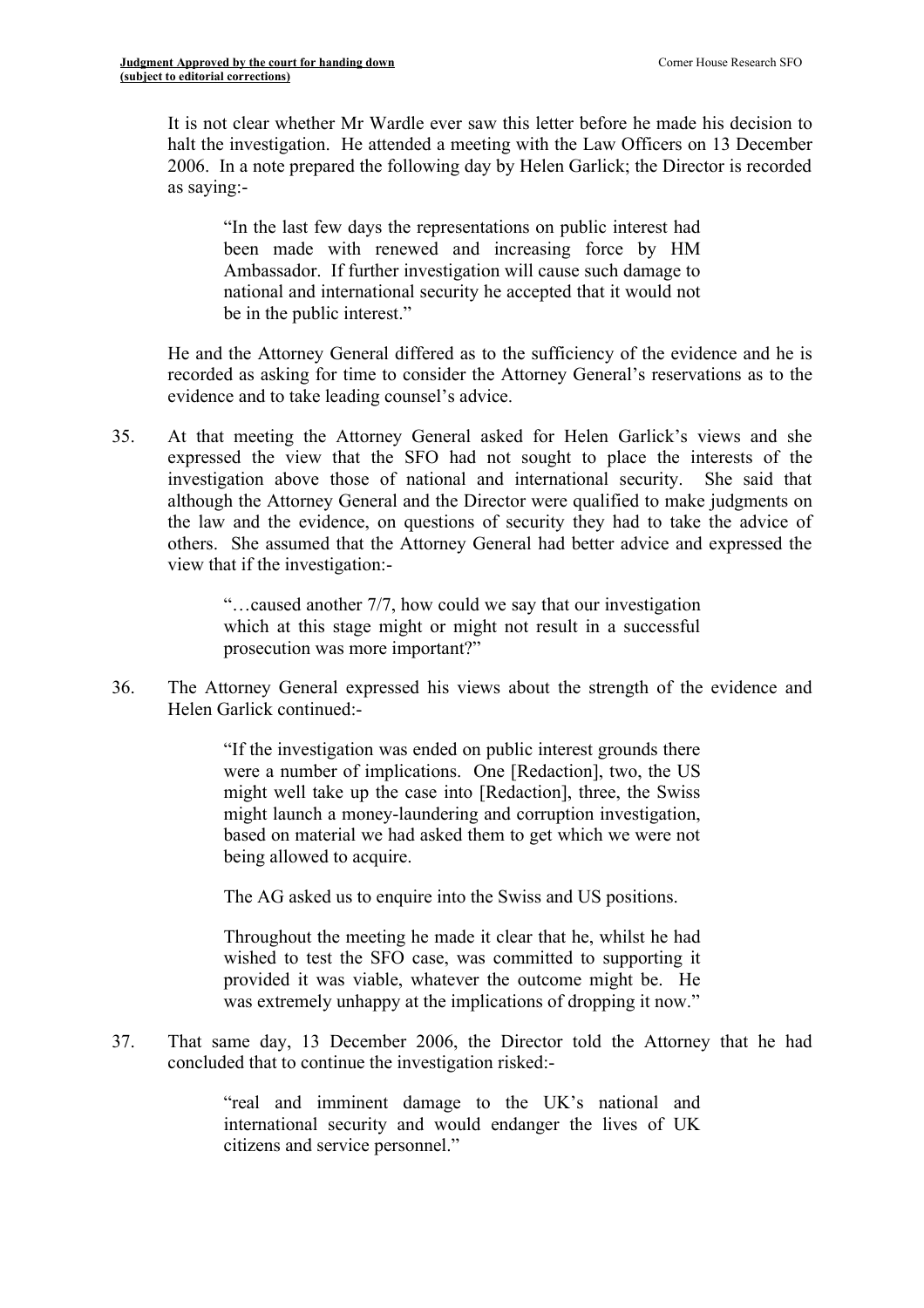It is not clear whether Mr Wardle ever saw this letter before he made his decision to halt the investigation. He attended a meeting with the Law Officers on 13 December 2006. In a note prepared the following day by Helen Garlick; the Director is recorded as saying:-

> "In the last few days the representations on public interest had been made with renewed and increasing force by HM Ambassador. If further investigation will cause such damage to national and international security he accepted that it would not be in the public interest."

He and the Attorney General differed as to the sufficiency of the evidence and he is recorded as asking for time to consider the Attorney General's reservations as to the evidence and to take leading counsel's advice.

35. At that meeting the Attorney General asked for Helen Garlick's views and she expressed the view that the SFO had not sought to place the interests of the investigation above those of national and international security. She said that although the Attorney General and the Director were qualified to make judgments on the law and the evidence, on questions of security they had to take the advice of others. She assumed that the Attorney General had better advice and expressed the view that if the investigation:-

> "…caused another 7/7, how could we say that our investigation which at this stage might or might not result in a successful prosecution was more important?"

36. The Attorney General expressed his views about the strength of the evidence and Helen Garlick continued:-

> "If the investigation was ended on public interest grounds there were a number of implications. One [Redaction], two, the US might well take up the case into [Redaction], three, the Swiss might launch a money-laundering and corruption investigation, based on material we had asked them to get which we were not being allowed to acquire.
>
> The AG asked us to enquire into the Swiss and US positions.
>
> Throughout the meeting he made it clear that he, whilst he had wished to test the SFO case, was committed to supporting it provided it was viable, whatever the outcome might be. He was extremely unhappy at the implications of dropping it now."

37. That same day, 13 December 2006, the Director told the Attorney that he had concluded that to continue the investigation risked:-

> "real and imminent damage to the UK's national and international security and would endanger the lives of UK citizens and service personnel."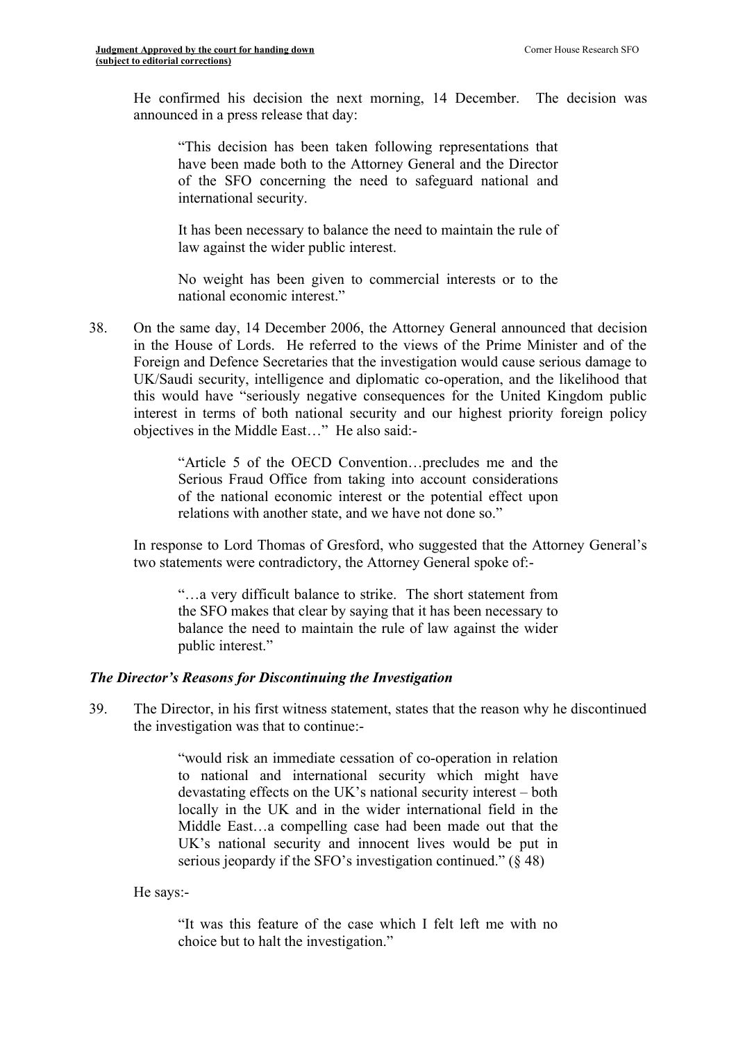He confirmed his decision the next morning, 14 December. The decision was announced in a press release that day:

> "This decision has been taken following representations that have been made both to the Attorney General and the Director of the SFO concerning the need to safeguard national and international security.
>
> It has been necessary to balance the need to maintain the rule of law against the wider public interest.
>
> No weight has been given to commercial interests or to the national economic interest."

38. On the same day, 14 December 2006, the Attorney General announced that decision in the House of Lords. He referred to the views of the Prime Minister and of the Foreign and Defence Secretaries that the investigation would cause serious damage to UK/Saudi security, intelligence and diplomatic co-operation, and the likelihood that this would have "seriously negative consequences for the United Kingdom public interest in terms of both national security and our highest priority foreign policy objectives in the Middle East…" He also said:-

> "Article 5 of the OECD Convention…precludes me and the Serious Fraud Office from taking into account considerations of the national economic interest or the potential effect upon relations with another state, and we have not done so."

In response to Lord Thomas of Gresford, who suggested that the Attorney General's two statements were contradictory, the Attorney General spoke of:-

> "…a very difficult balance to strike. The short statement from the SFO makes that clear by saying that it has been necessary to balance the need to maintain the rule of law against the wider public interest."

### *The Director's Reasons for Discontinuing the Investigation*

39. The Director, in his first witness statement, states that the reason why he discontinued the investigation was that to continue:-

> "would risk an immediate cessation of co-operation in relation to national and international security which might have devastating effects on the UK's national security interest – both locally in the UK and in the wider international field in the Middle East…a compelling case had been made out that the UK's national security and innocent lives would be put in serious jeopardy if the SFO's investigation continued." (§ 48)

He says:-

> "It was this feature of the case which I felt left me with no choice but to halt the investigation."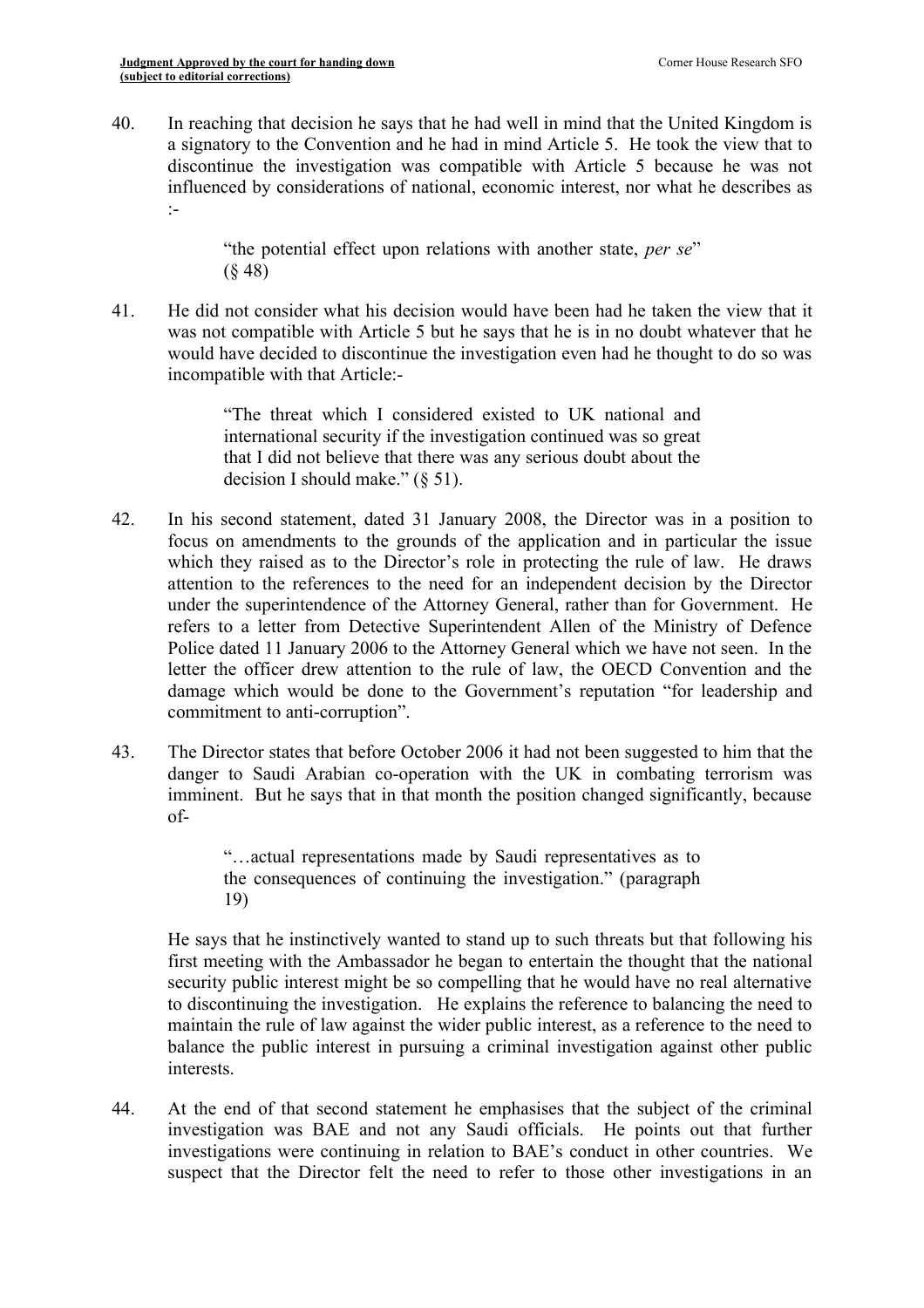40. In reaching that decision he says that he had well in mind that the United Kingdom is a signatory to the Convention and he had in mind Article 5. He took the view that to discontinue the investigation was compatible with Article 5 because he was not influenced by considerations of national, economic interest, nor what he describes as :-

> "the potential effect upon relations with another state, *per se*" (§ 48)

41. He did not consider what his decision would have been had he taken the view that it was not compatible with Article 5 but he says that he is in no doubt whatever that he would have decided to discontinue the investigation even had he thought to do so was incompatible with that Article:-

> "The threat which I considered existed to UK national and international security if the investigation continued was so great that I did not believe that there was any serious doubt about the decision I should make." (§ 51).

42. In his second statement, dated 31 January 2008, the Director was in a position to focus on amendments to the grounds of the application and in particular the issue which they raised as to the Director's role in protecting the rule of law. He draws attention to the references to the need for an independent decision by the Director under the superintendence of the Attorney General, rather than for Government. He refers to a letter from Detective Superintendent Allen of the Ministry of Defence Police dated 11 January 2006 to the Attorney General which we have not seen. In the letter the officer drew attention to the rule of law, the OECD Convention and the damage which would be done to the Government's reputation "for leadership and commitment to anti-corruption".

43. The Director states that before October 2006 it had not been suggested to him that the danger to Saudi Arabian co-operation with the UK in combating terrorism was imminent. But he says that in that month the position changed significantly, because of-

> "…actual representations made by Saudi representatives as to the consequences of continuing the investigation." (paragraph 19)

He says that he instinctively wanted to stand up to such threats but that following his first meeting with the Ambassador he began to entertain the thought that the national security public interest might be so compelling that he would have no real alternative to discontinuing the investigation. He explains the reference to balancing the need to maintain the rule of law against the wider public interest, as a reference to the need to balance the public interest in pursuing a criminal investigation against other public interests.

44. At the end of that second statement he emphasises that the subject of the criminal investigation was BAE and not any Saudi officials. He points out that further investigations were continuing in relation to BAE's conduct in other countries. We suspect that the Director felt the need to refer to those other investigations in an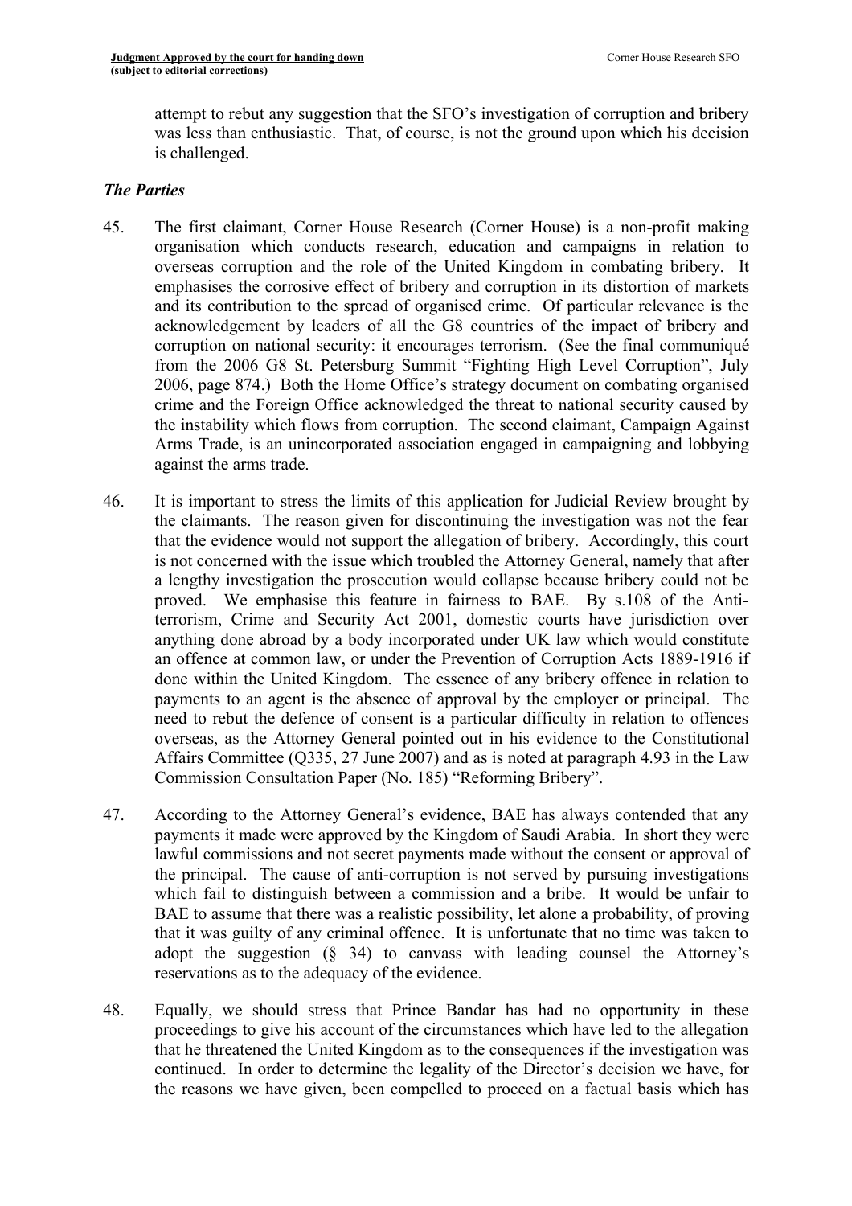attempt to rebut any suggestion that the SFO's investigation of corruption and bribery was less than enthusiastic. That, of course, is not the ground upon which his decision is challenged.

### *The Parties*

45. The first claimant, Corner House Research (Corner House) is a non-profit making organisation which conducts research, education and campaigns in relation to overseas corruption and the role of the United Kingdom in combating bribery. It emphasises the corrosive effect of bribery and corruption in its distortion of markets and its contribution to the spread of organised crime. Of particular relevance is the acknowledgement by leaders of all the G8 countries of the impact of bribery and corruption on national security: it encourages terrorism. (See the final communiqué from the 2006 G8 St. Petersburg Summit "Fighting High Level Corruption", July 2006, page 874.) Both the Home Office's strategy document on combating organised crime and the Foreign Office acknowledged the threat to national security caused by the instability which flows from corruption. The second claimant, Campaign Against Arms Trade, is an unincorporated association engaged in campaigning and lobbying against the arms trade.

46. It is important to stress the limits of this application for Judicial Review brought by the claimants. The reason given for discontinuing the investigation was not the fear that the evidence would not support the allegation of bribery. Accordingly, this court is not concerned with the issue which troubled the Attorney General, namely that after a lengthy investigation the prosecution would collapse because bribery could not be proved. We emphasise this feature in fairness to BAE. By s.108 of the Anti-terrorism, Crime and Security Act 2001, domestic courts have jurisdiction over anything done abroad by a body incorporated under UK law which would constitute an offence at common law, or under the Prevention of Corruption Acts 1889-1916 if done within the United Kingdom. The essence of any bribery offence in relation to payments to an agent is the absence of approval by the employer or principal. The need to rebut the defence of consent is a particular difficulty in relation to offences overseas, as the Attorney General pointed out in his evidence to the Constitutional Affairs Committee (Q335, 27 June 2007) and as is noted at paragraph 4.93 in the Law Commission Consultation Paper (No. 185) "Reforming Bribery".

47. According to the Attorney General's evidence, BAE has always contended that any payments it made were approved by the Kingdom of Saudi Arabia. In short they were lawful commissions and not secret payments made without the consent or approval of the principal. The cause of anti-corruption is not served by pursuing investigations which fail to distinguish between a commission and a bribe. It would be unfair to BAE to assume that there was a realistic possibility, let alone a probability, of proving that it was guilty of any criminal offence. It is unfortunate that no time was taken to adopt the suggestion (§ 34) to canvass with leading counsel the Attorney's reservations as to the adequacy of the evidence.

48. Equally, we should stress that Prince Bandar has had no opportunity in these proceedings to give his account of the circumstances which have led to the allegation that he threatened the United Kingdom as to the consequences if the investigation was continued. In order to determine the legality of the Director's decision we have, for the reasons we have given, been compelled to proceed on a factual basis which has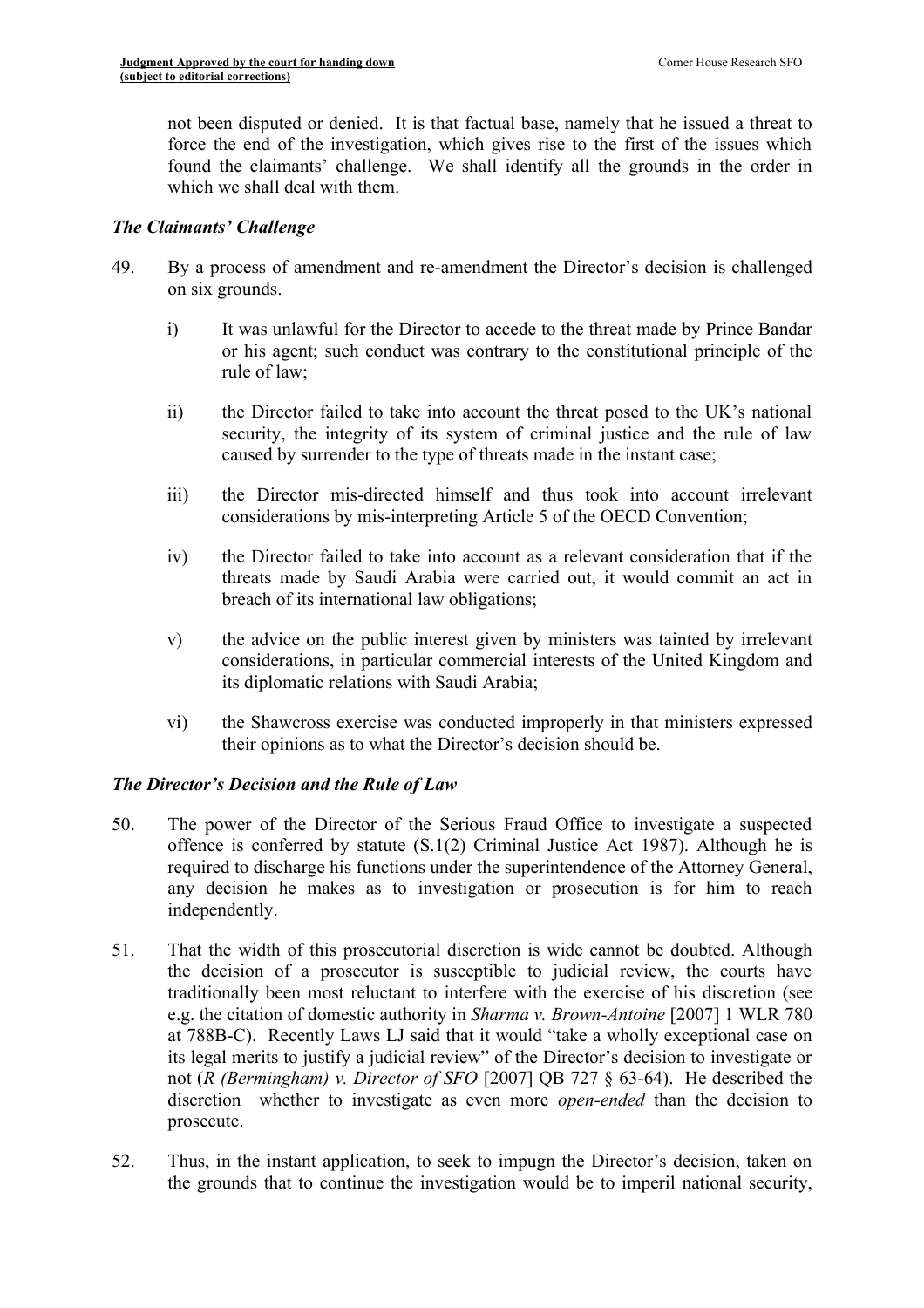not been disputed or denied. It is that factual base, namely that he issued a threat to force the end of the investigation, which gives rise to the first of the issues which found the claimants' challenge. We shall identify all the grounds in the order in which we shall deal with them.

### *The Claimants' Challenge*

49. By a process of amendment and re-amendment the Director's decision is challenged on six grounds.

    i) It was unlawful for the Director to accede to the threat made by Prince Bandar or his agent; such conduct was contrary to the constitutional principle of the rule of law;

    ii) the Director failed to take into account the threat posed to the UK's national security, the integrity of its system of criminal justice and the rule of law caused by surrender to the type of threats made in the instant case;

    iii) the Director mis-directed himself and thus took into account irrelevant considerations by mis-interpreting Article 5 of the OECD Convention;

    iv) the Director failed to take into account as a relevant consideration that if the threats made by Saudi Arabia were carried out, it would commit an act in breach of its international law obligations;

    v) the advice on the public interest given by ministers was tainted by irrelevant considerations, in particular commercial interests of the United Kingdom and its diplomatic relations with Saudi Arabia;

    vi) the Shawcross exercise was conducted improperly in that ministers expressed their opinions as to what the Director's decision should be.

### *The Director's Decision and the Rule of Law*

50. The power of the Director of the Serious Fraud Office to investigate a suspected offence is conferred by statute (S.1(2) Criminal Justice Act 1987). Although he is required to discharge his functions under the superintendence of the Attorney General, any decision he makes as to investigation or prosecution is for him to reach independently.

51. That the width of this prosecutorial discretion is wide cannot be doubted. Although the decision of a prosecutor is susceptible to judicial review, the courts have traditionally been most reluctant to interfere with the exercise of his discretion (see e.g. the citation of domestic authority in *Sharma v. Brown-Antoine* [2007] 1 WLR 780 at 788B-C). Recently Laws LJ said that it would "take a wholly exceptional case on its legal merits to justify a judicial review" of the Director's decision to investigate or not (*R (Bermingham) v. Director of SFO* [2007] QB 727 § 63-64). He described the discretion whether to investigate as even more *open-ended* than the decision to prosecute.

52. Thus, in the instant application, to seek to impugn the Director's decision, taken on the grounds that to continue the investigation would be to imperil national security,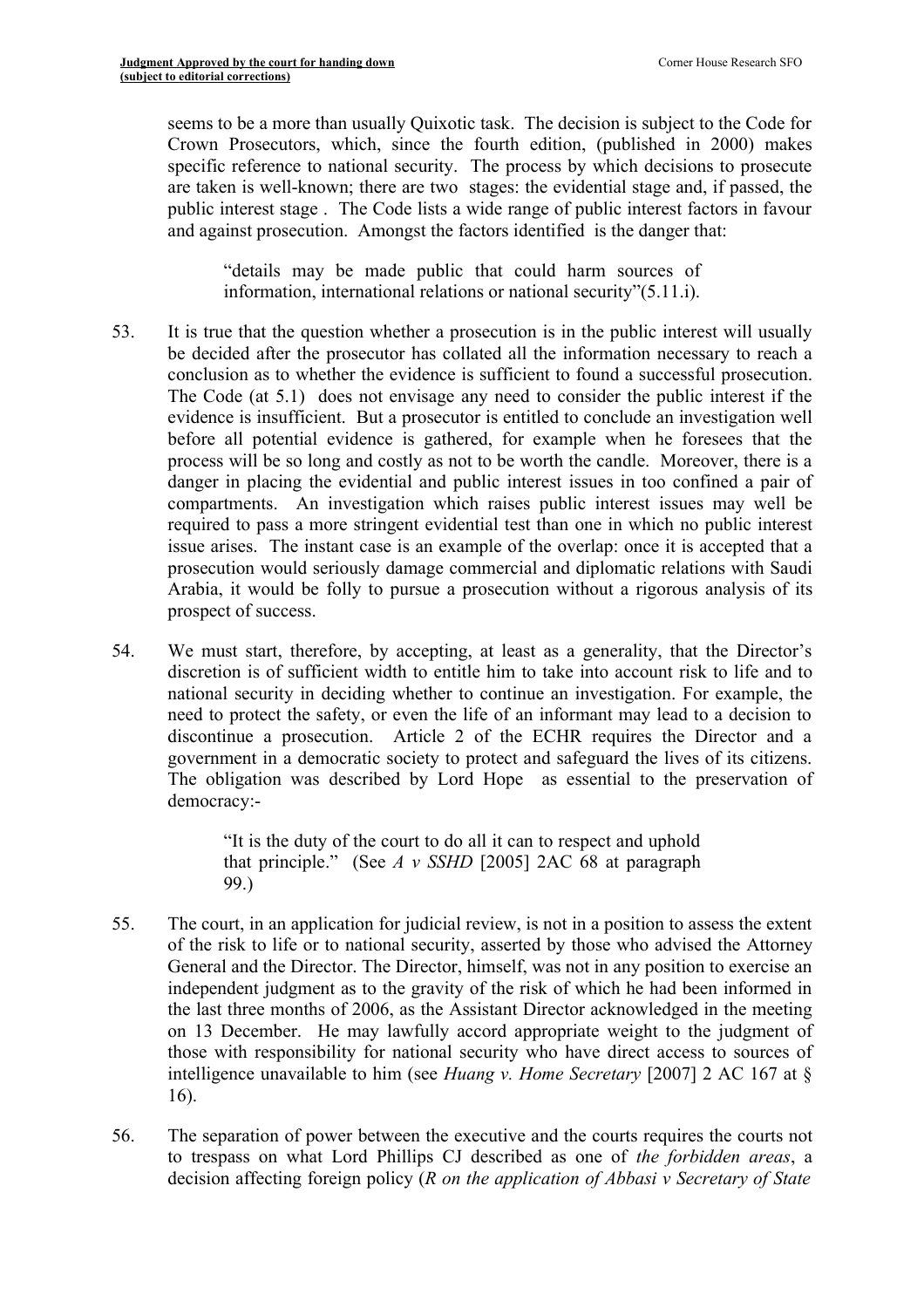seems to be a more than usually Quixotic task. The decision is subject to the Code for Crown Prosecutors, which, since the fourth edition, (published in 2000) makes specific reference to national security. The process by which decisions to prosecute are taken is well-known; there are two stages: the evidential stage and, if passed, the public interest stage . The Code lists a wide range of public interest factors in favour and against prosecution. Amongst the factors identified is the danger that:

> "details may be made public that could harm sources of information, international relations or national security"(5.11.i).

53. It is true that the question whether a prosecution is in the public interest will usually be decided after the prosecutor has collated all the information necessary to reach a conclusion as to whether the evidence is sufficient to found a successful prosecution. The Code (at 5.1) does not envisage any need to consider the public interest if the evidence is insufficient. But a prosecutor is entitled to conclude an investigation well before all potential evidence is gathered, for example when he foresees that the process will be so long and costly as not to be worth the candle. Moreover, there is a danger in placing the evidential and public interest issues in too confined a pair of compartments. An investigation which raises public interest issues may well be required to pass a more stringent evidential test than one in which no public interest issue arises. The instant case is an example of the overlap: once it is accepted that a prosecution would seriously damage commercial and diplomatic relations with Saudi Arabia, it would be folly to pursue a prosecution without a rigorous analysis of its prospect of success.

54. We must start, therefore, by accepting, at least as a generality, that the Director's discretion is of sufficient width to entitle him to take into account risk to life and to national security in deciding whether to continue an investigation. For example, the need to protect the safety, or even the life of an informant may lead to a decision to discontinue a prosecution. Article 2 of the ECHR requires the Director and a government in a democratic society to protect and safeguard the lives of its citizens. The obligation was described by Lord Hope as essential to the preservation of democracy:-

> "It is the duty of the court to do all it can to respect and uphold that principle." (See *A v SSHD* [2005] 2AC 68 at paragraph 99.)

55. The court, in an application for judicial review, is not in a position to assess the extent of the risk to life or to national security, asserted by those who advised the Attorney General and the Director. The Director, himself, was not in any position to exercise an independent judgment as to the gravity of the risk of which he had been informed in the last three months of 2006, as the Assistant Director acknowledged in the meeting on 13 December. He may lawfully accord appropriate weight to the judgment of those with responsibility for national security who have direct access to sources of intelligence unavailable to him (see *Huang v. Home Secretary* [2007] 2 AC 167 at § 16).

56. The separation of power between the executive and the courts requires the courts not to trespass on what Lord Phillips CJ described as one of *the forbidden areas*, a decision affecting foreign policy (*R on the application of Abbasi v Secretary of State*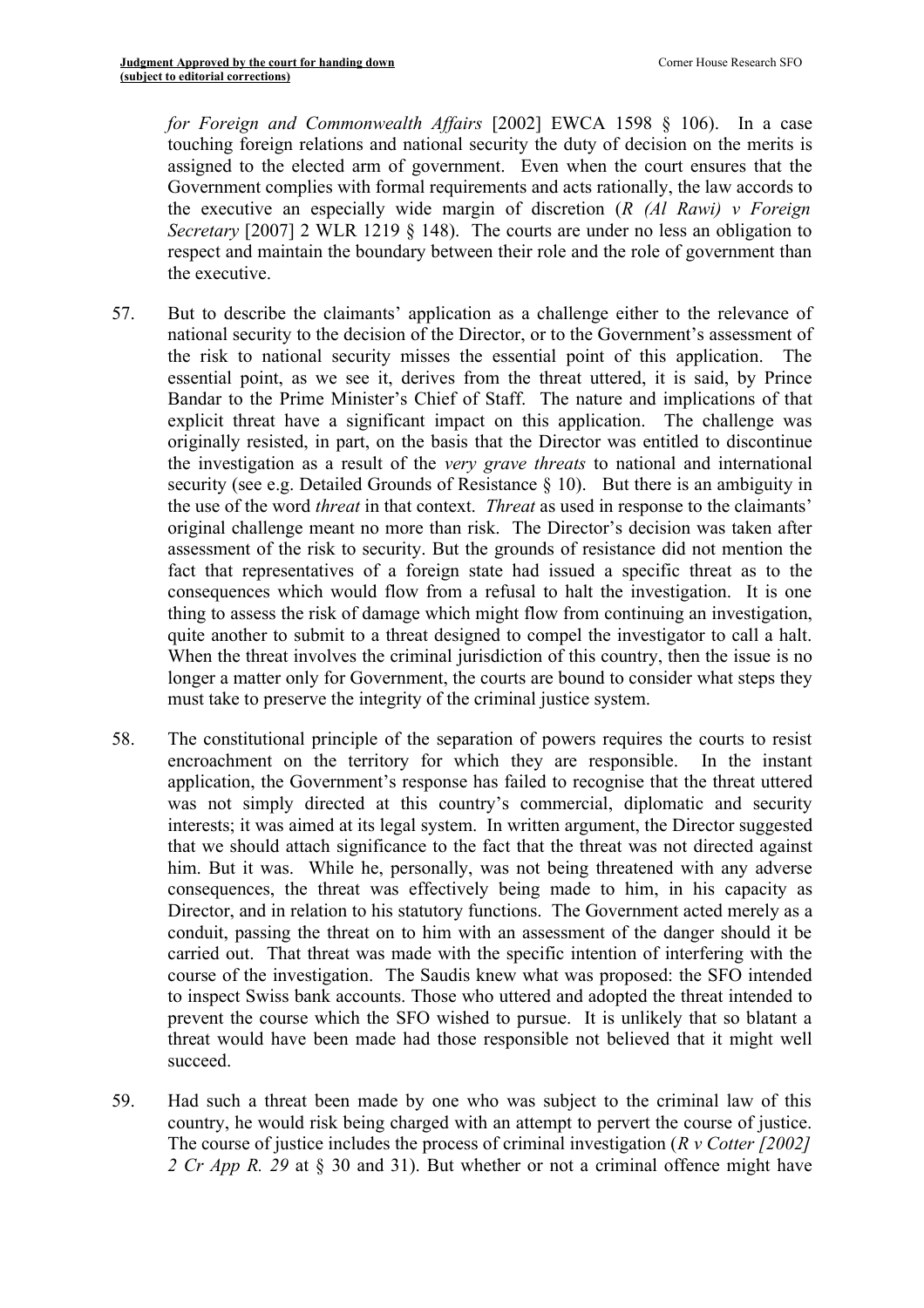*for Foreign and Commonwealth Affairs* [2002] EWCA 1598 § 106). In a case touching foreign relations and national security the duty of decision on the merits is assigned to the elected arm of government. Even when the court ensures that the Government complies with formal requirements and acts rationally, the law accords to the executive an especially wide margin of discretion (*R (Al Rawi) v Foreign Secretary* [2007] 2 WLR 1219 § 148). The courts are under no less an obligation to respect and maintain the boundary between their role and the role of government than the executive.

57. But to describe the claimants' application as a challenge either to the relevance of national security to the decision of the Director, or to the Government's assessment of the risk to national security misses the essential point of this application. The essential point, as we see it, derives from the threat uttered, it is said, by Prince Bandar to the Prime Minister's Chief of Staff. The nature and implications of that explicit threat have a significant impact on this application. The challenge was originally resisted, in part, on the basis that the Director was entitled to discontinue the investigation as a result of the *very grave threats* to national and international security (see e.g. Detailed Grounds of Resistance § 10). But there is an ambiguity in the use of the word *threat* in that context. *Threat* as used in response to the claimants' original challenge meant no more than risk. The Director's decision was taken after assessment of the risk to security. But the grounds of resistance did not mention the fact that representatives of a foreign state had issued a specific threat as to the consequences which would flow from a refusal to halt the investigation. It is one thing to assess the risk of damage which might flow from continuing an investigation, quite another to submit to a threat designed to compel the investigator to call a halt. When the threat involves the criminal jurisdiction of this country, then the issue is no longer a matter only for Government, the courts are bound to consider what steps they must take to preserve the integrity of the criminal justice system.

58. The constitutional principle of the separation of powers requires the courts to resist encroachment on the territory for which they are responsible. In the instant application, the Government's response has failed to recognise that the threat uttered was not simply directed at this country's commercial, diplomatic and security interests; it was aimed at its legal system. In written argument, the Director suggested that we should attach significance to the fact that the threat was not directed against him. But it was. While he, personally, was not being threatened with any adverse consequences, the threat was effectively being made to him, in his capacity as Director, and in relation to his statutory functions. The Government acted merely as a conduit, passing the threat on to him with an assessment of the danger should it be carried out. That threat was made with the specific intention of interfering with the course of the investigation. The Saudis knew what was proposed: the SFO intended to inspect Swiss bank accounts. Those who uttered and adopted the threat intended to prevent the course which the SFO wished to pursue. It is unlikely that so blatant a threat would have been made had those responsible not believed that it might well succeed.

59. Had such a threat been made by one who was subject to the criminal law of this country, he would risk being charged with an attempt to pervert the course of justice. The course of justice includes the process of criminal investigation (*R v Cotter [2002] 2 Cr App R. 29* at § 30 and 31). But whether or not a criminal offence might have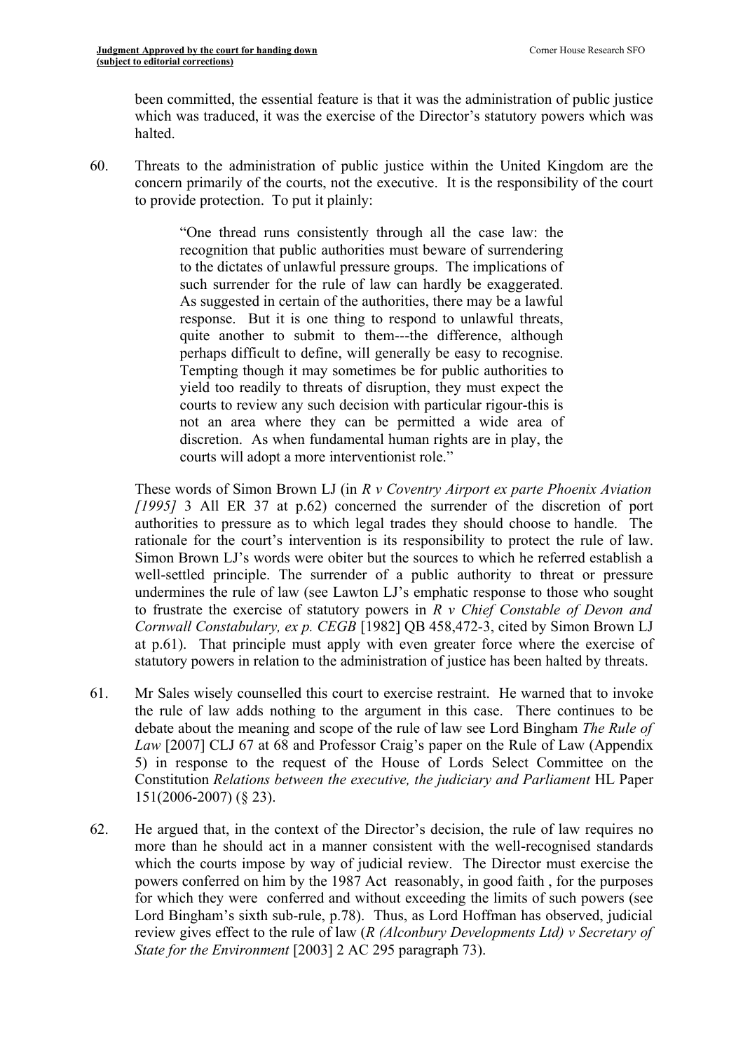been committed, the essential feature is that it was the administration of public justice which was traduced, it was the exercise of the Director's statutory powers which was halted.

60. Threats to the administration of public justice within the United Kingdom are the concern primarily of the courts, not the executive. It is the responsibility of the court to provide protection. To put it plainly:

> "One thread runs consistently through all the case law: the recognition that public authorities must beware of surrendering to the dictates of unlawful pressure groups. The implications of such surrender for the rule of law can hardly be exaggerated. As suggested in certain of the authorities, there may be a lawful response. But it is one thing to respond to unlawful threats, quite another to submit to them---the difference, although perhaps difficult to define, will generally be easy to recognise. Tempting though it may sometimes be for public authorities to yield too readily to threats of disruption, they must expect the courts to review any such decision with particular rigour-this is not an area where they can be permitted a wide area of discretion. As when fundamental human rights are in play, the courts will adopt a more interventionist role."

These words of Simon Brown LJ (in *R v Coventry Airport ex parte Phoenix Aviation [1995]* 3 All ER 37 at p.62) concerned the surrender of the discretion of port authorities to pressure as to which legal trades they should choose to handle. The rationale for the court's intervention is its responsibility to protect the rule of law. Simon Brown LJ's words were obiter but the sources to which he referred establish a well-settled principle. The surrender of a public authority to threat or pressure undermines the rule of law (see Lawton LJ's emphatic response to those who sought to frustrate the exercise of statutory powers in *R v Chief Constable of Devon and Cornwall Constabulary, ex p. CEGB* [1982] QB 458,472-3, cited by Simon Brown LJ at p.61). That principle must apply with even greater force where the exercise of statutory powers in relation to the administration of justice has been halted by threats.

61. Mr Sales wisely counselled this court to exercise restraint. He warned that to invoke the rule of law adds nothing to the argument in this case. There continues to be debate about the meaning and scope of the rule of law see Lord Bingham *The Rule of Law* [2007] CLJ 67 at 68 and Professor Craig's paper on the Rule of Law (Appendix 5) in response to the request of the House of Lords Select Committee on the Constitution *Relations between the executive, the judiciary and Parliament* HL Paper 151(2006-2007) (§ 23).

62. He argued that, in the context of the Director's decision, the rule of law requires no more than he should act in a manner consistent with the well-recognised standards which the courts impose by way of judicial review. The Director must exercise the powers conferred on him by the 1987 Act reasonably, in good faith , for the purposes for which they were conferred and without exceeding the limits of such powers (see Lord Bingham's sixth sub-rule, p.78). Thus, as Lord Hoffman has observed, judicial review gives effect to the rule of law (*R (Alconbury Developments Ltd) v Secretary of State for the Environment* [2003] 2 AC 295 paragraph 73).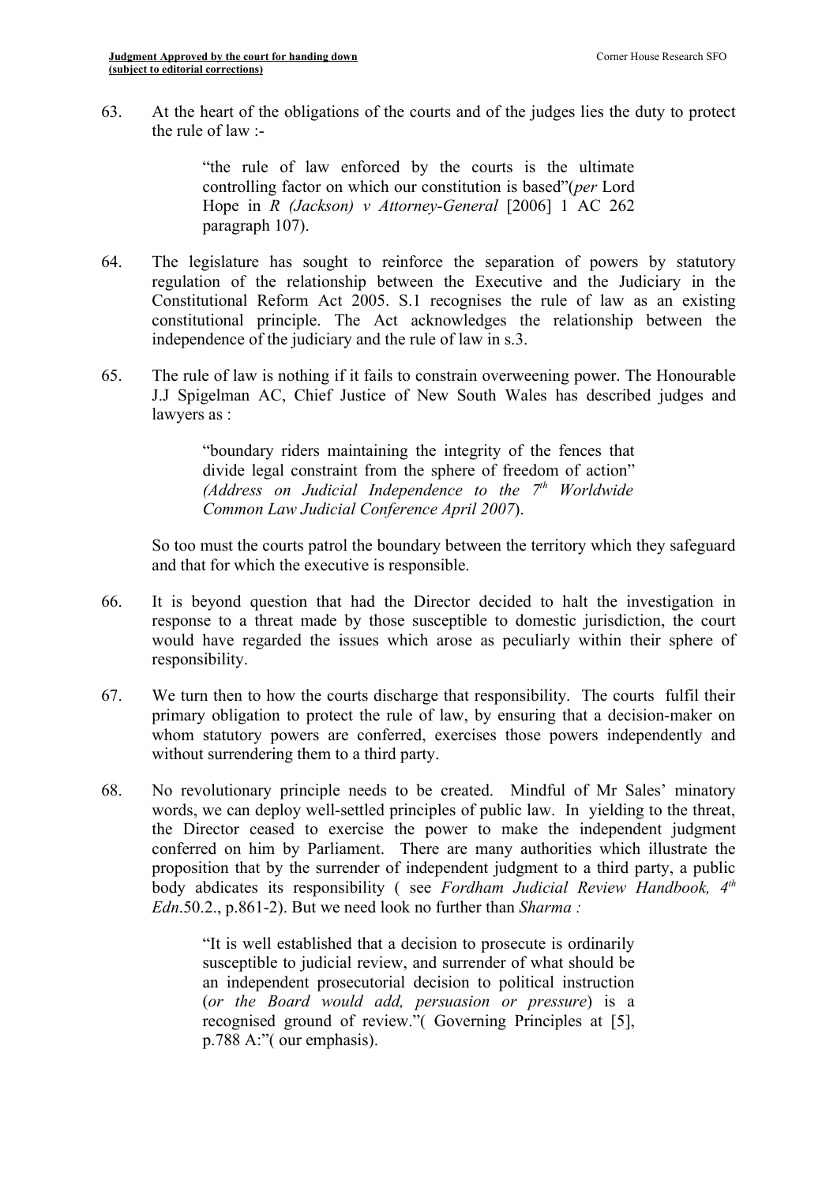63. At the heart of the obligations of the courts and of the judges lies the duty to protect the rule of law :-

> "the rule of law enforced by the courts is the ultimate controlling factor on which our constitution is based"(*per* Lord Hope in *R (Jackson) v Attorney-General* [2006] 1 AC 262 paragraph 107).

64. The legislature has sought to reinforce the separation of powers by statutory regulation of the relationship between the Executive and the Judiciary in the Constitutional Reform Act 2005. S.1 recognises the rule of law as an existing constitutional principle. The Act acknowledges the relationship between the independence of the judiciary and the rule of law in s.3.

65. The rule of law is nothing if it fails to constrain overweening power. The Honourable J.J Spigelman AC, Chief Justice of New South Wales has described judges and lawyers as :

> "boundary riders maintaining the integrity of the fences that divide legal constraint from the sphere of freedom of action" *(Address on Judicial Independence to the 7th Worldwide Common Law Judicial Conference April 2007*).

So too must the courts patrol the boundary between the territory which they safeguard and that for which the executive is responsible.

66. It is beyond question that had the Director decided to halt the investigation in response to a threat made by those susceptible to domestic jurisdiction, the court would have regarded the issues which arose as peculiarly within their sphere of responsibility.

67. We turn then to how the courts discharge that responsibility. The courts fulfil their primary obligation to protect the rule of law, by ensuring that a decision-maker on whom statutory powers are conferred, exercises those powers independently and without surrendering them to a third party.

68. No revolutionary principle needs to be created. Mindful of Mr Sales' minatory words, we can deploy well-settled principles of public law. In yielding to the threat, the Director ceased to exercise the power to make the independent judgment conferred on him by Parliament. There are many authorities which illustrate the proposition that by the surrender of independent judgment to a third party, a public body abdicates its responsibility ( see *Fordham Judicial Review Handbook, 4th Edn*.50.2., p.861-2). But we need look no further than *Sharma :*

> "It is well established that a decision to prosecute is ordinarily susceptible to judicial review, and surrender of what should be an independent prosecutorial decision to political instruction (*or the Board would add, persuasion or pressure*) is a recognised ground of review."( Governing Principles at [5], p.788 A:"( our emphasis).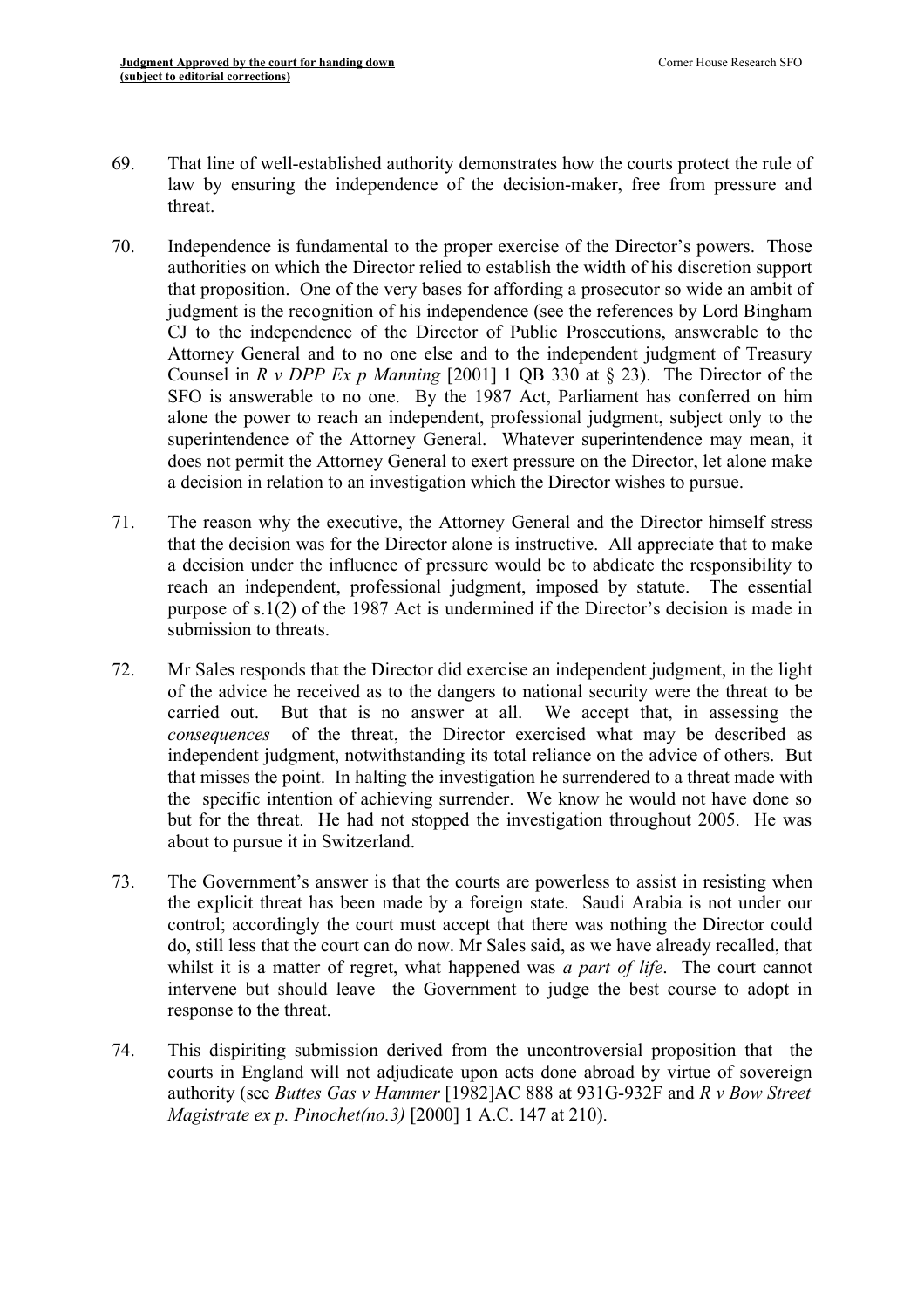69. That line of well-established authority demonstrates how the courts protect the rule of law by ensuring the independence of the decision-maker, free from pressure and threat.

70. Independence is fundamental to the proper exercise of the Director's powers. Those authorities on which the Director relied to establish the width of his discretion support that proposition. One of the very bases for affording a prosecutor so wide an ambit of judgment is the recognition of his independence (see the references by Lord Bingham CJ to the independence of the Director of Public Prosecutions, answerable to the Attorney General and to no one else and to the independent judgment of Treasury Counsel in *R v DPP Ex p Manning* [2001] 1 QB 330 at § 23). The Director of the SFO is answerable to no one. By the 1987 Act, Parliament has conferred on him alone the power to reach an independent, professional judgment, subject only to the superintendence of the Attorney General. Whatever superintendence may mean, it does not permit the Attorney General to exert pressure on the Director, let alone make a decision in relation to an investigation which the Director wishes to pursue.

71. The reason why the executive, the Attorney General and the Director himself stress that the decision was for the Director alone is instructive. All appreciate that to make a decision under the influence of pressure would be to abdicate the responsibility to reach an independent, professional judgment, imposed by statute. The essential purpose of s.1(2) of the 1987 Act is undermined if the Director's decision is made in submission to threats.

72. Mr Sales responds that the Director did exercise an independent judgment, in the light of the advice he received as to the dangers to national security were the threat to be carried out. But that is no answer at all. We accept that, in assessing the *consequences* of the threat, the Director exercised what may be described as independent judgment, notwithstanding its total reliance on the advice of others. But that misses the point. In halting the investigation he surrendered to a threat made with the specific intention of achieving surrender. We know he would not have done so but for the threat. He had not stopped the investigation throughout 2005. He was about to pursue it in Switzerland.

73. The Government's answer is that the courts are powerless to assist in resisting when the explicit threat has been made by a foreign state. Saudi Arabia is not under our control; accordingly the court must accept that there was nothing the Director could do, still less that the court can do now. Mr Sales said, as we have already recalled, that whilst it is a matter of regret, what happened was *a part of life*. The court cannot intervene but should leave the Government to judge the best course to adopt in response to the threat.

74. This dispiriting submission derived from the uncontroversial proposition that the courts in England will not adjudicate upon acts done abroad by virtue of sovereign authority (see *Buttes Gas v Hammer* [1982]AC 888 at 931G-932F and *R v Bow Street Magistrate ex p. Pinochet(no.3)* [2000] 1 A.C. 147 at 210).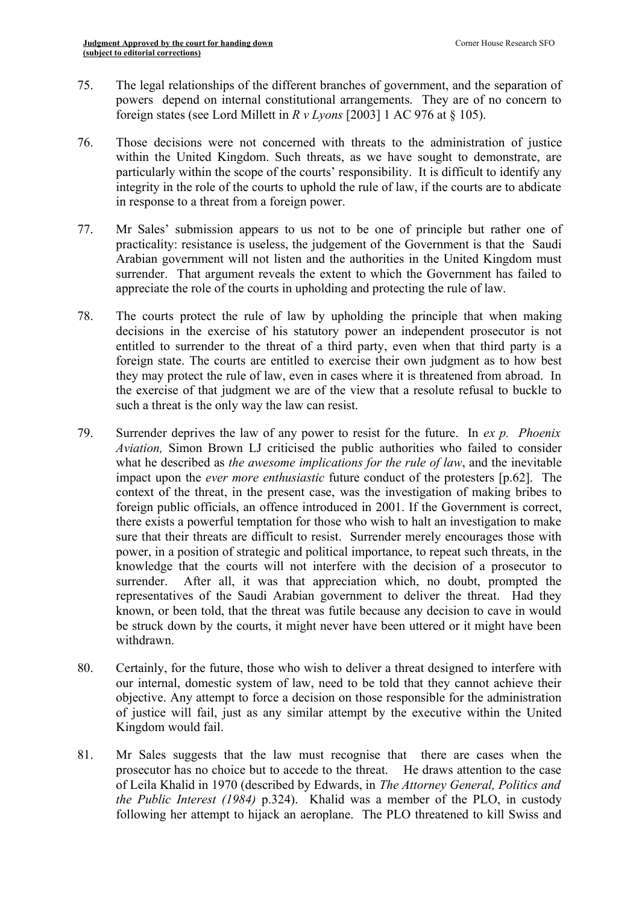75. The legal relationships of the different branches of government, and the separation of powers depend on internal constitutional arrangements. They are of no concern to foreign states (see Lord Millett in *R v Lyons* [2003] 1 AC 976 at § 105).

76. Those decisions were not concerned with threats to the administration of justice within the United Kingdom. Such threats, as we have sought to demonstrate, are particularly within the scope of the courts' responsibility. It is difficult to identify any integrity in the role of the courts to uphold the rule of law, if the courts are to abdicate in response to a threat from a foreign power.

77. Mr Sales' submission appears to us not to be one of principle but rather one of practicality: resistance is useless, the judgement of the Government is that the Saudi Arabian government will not listen and the authorities in the United Kingdom must surrender. That argument reveals the extent to which the Government has failed to appreciate the role of the courts in upholding and protecting the rule of law.

78. The courts protect the rule of law by upholding the principle that when making decisions in the exercise of his statutory power an independent prosecutor is not entitled to surrender to the threat of a third party, even when that third party is a foreign state. The courts are entitled to exercise their own judgment as to how best they may protect the rule of law, even in cases where it is threatened from abroad. In the exercise of that judgment we are of the view that a resolute refusal to buckle to such a threat is the only way the law can resist.

79. Surrender deprives the law of any power to resist for the future. In *ex p. Phoenix Aviation,* Simon Brown LJ criticised the public authorities who failed to consider what he described as *the awesome implications for the rule of law*, and the inevitable impact upon the *ever more enthusiastic* future conduct of the protesters [p.62]. The context of the threat, in the present case, was the investigation of making bribes to foreign public officials, an offence introduced in 2001. If the Government is correct, there exists a powerful temptation for those who wish to halt an investigation to make sure that their threats are difficult to resist. Surrender merely encourages those with power, in a position of strategic and political importance, to repeat such threats, in the knowledge that the courts will not interfere with the decision of a prosecutor to surrender. After all, it was that appreciation which, no doubt, prompted the representatives of the Saudi Arabian government to deliver the threat. Had they known, or been told, that the threat was futile because any decision to cave in would be struck down by the courts, it might never have been uttered or it might have been withdrawn.

80. Certainly, for the future, those who wish to deliver a threat designed to interfere with our internal, domestic system of law, need to be told that they cannot achieve their objective. Any attempt to force a decision on those responsible for the administration of justice will fail, just as any similar attempt by the executive within the United Kingdom would fail.

81. Mr Sales suggests that the law must recognise that there are cases when the prosecutor has no choice but to accede to the threat. He draws attention to the case of Leila Khalid in 1970 (described by Edwards, in *The Attorney General, Politics and the Public Interest (1984)* p.324). Khalid was a member of the PLO, in custody following her attempt to hijack an aeroplane. The PLO threatened to kill Swiss and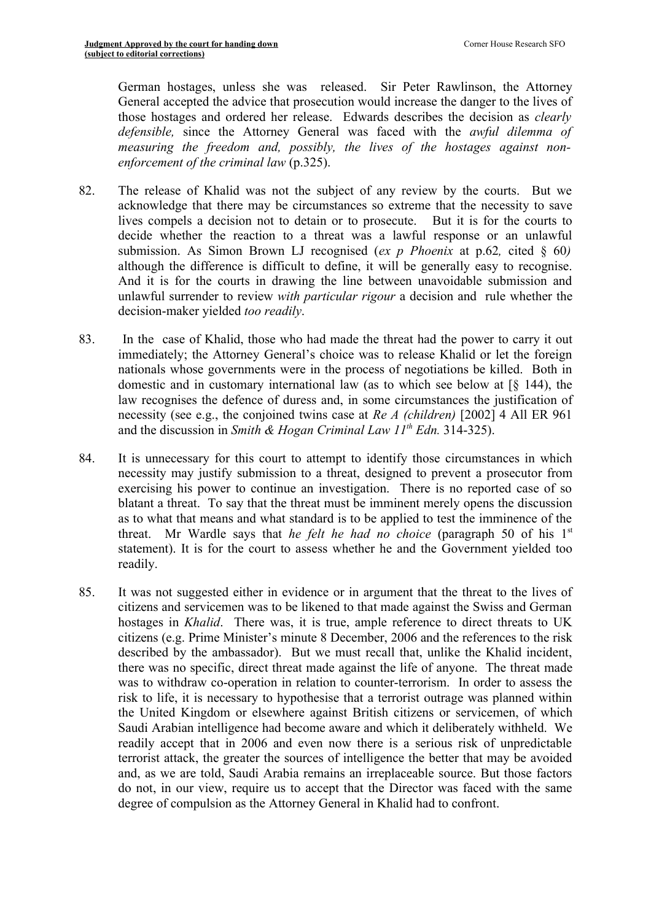German hostages, unless she was released. Sir Peter Rawlinson, the Attorney General accepted the advice that prosecution would increase the danger to the lives of those hostages and ordered her release. Edwards describes the decision as *clearly defensible,* since the Attorney General was faced with the *awful dilemma of measuring the freedom and, possibly, the lives of the hostages against non-enforcement of the criminal law* (p.325).

82. The release of Khalid was not the subject of any review by the courts. But we acknowledge that there may be circumstances so extreme that the necessity to save lives compels a decision not to detain or to prosecute. But it is for the courts to decide whether the reaction to a threat was a lawful response or an unlawful submission. As Simon Brown LJ recognised (*ex p Phoenix* at p.62*,* cited § 60*)* although the difference is difficult to define, it will be generally easy to recognise. And it is for the courts in drawing the line between unavoidable submission and unlawful surrender to review *with particular rigour* a decision and rule whether the decision-maker yielded *too readily*.

83. In the case of Khalid, those who had made the threat had the power to carry it out immediately; the Attorney General's choice was to release Khalid or let the foreign nationals whose governments were in the process of negotiations be killed. Both in domestic and in customary international law (as to which see below at [§ 144), the law recognises the defence of duress and, in some circumstances the justification of necessity (see e.g., the conjoined twins case at *Re A (children)* [2002] 4 All ER 961 and the discussion in *Smith & Hogan Criminal Law 11th Edn.* 314-325).

84. It is unnecessary for this court to attempt to identify those circumstances in which necessity may justify submission to a threat, designed to prevent a prosecutor from exercising his power to continue an investigation. There is no reported case of so blatant a threat. To say that the threat must be imminent merely opens the discussion as to what that means and what standard is to be applied to test the imminence of the threat. Mr Wardle says that *he felt he had no choice* (paragraph 50 of his 1st statement). It is for the court to assess whether he and the Government yielded too readily.

85. It was not suggested either in evidence or in argument that the threat to the lives of citizens and servicemen was to be likened to that made against the Swiss and German hostages in *Khalid*. There was, it is true, ample reference to direct threats to UK citizens (e.g. Prime Minister's minute 8 December, 2006 and the references to the risk described by the ambassador). But we must recall that, unlike the Khalid incident, there was no specific, direct threat made against the life of anyone. The threat made was to withdraw co-operation in relation to counter-terrorism. In order to assess the risk to life, it is necessary to hypothesise that a terrorist outrage was planned within the United Kingdom or elsewhere against British citizens or servicemen, of which Saudi Arabian intelligence had become aware and which it deliberately withheld. We readily accept that in 2006 and even now there is a serious risk of unpredictable terrorist attack, the greater the sources of intelligence the better that may be avoided and, as we are told, Saudi Arabia remains an irreplaceable source. But those factors do not, in our view, require us to accept that the Director was faced with the same degree of compulsion as the Attorney General in Khalid had to confront.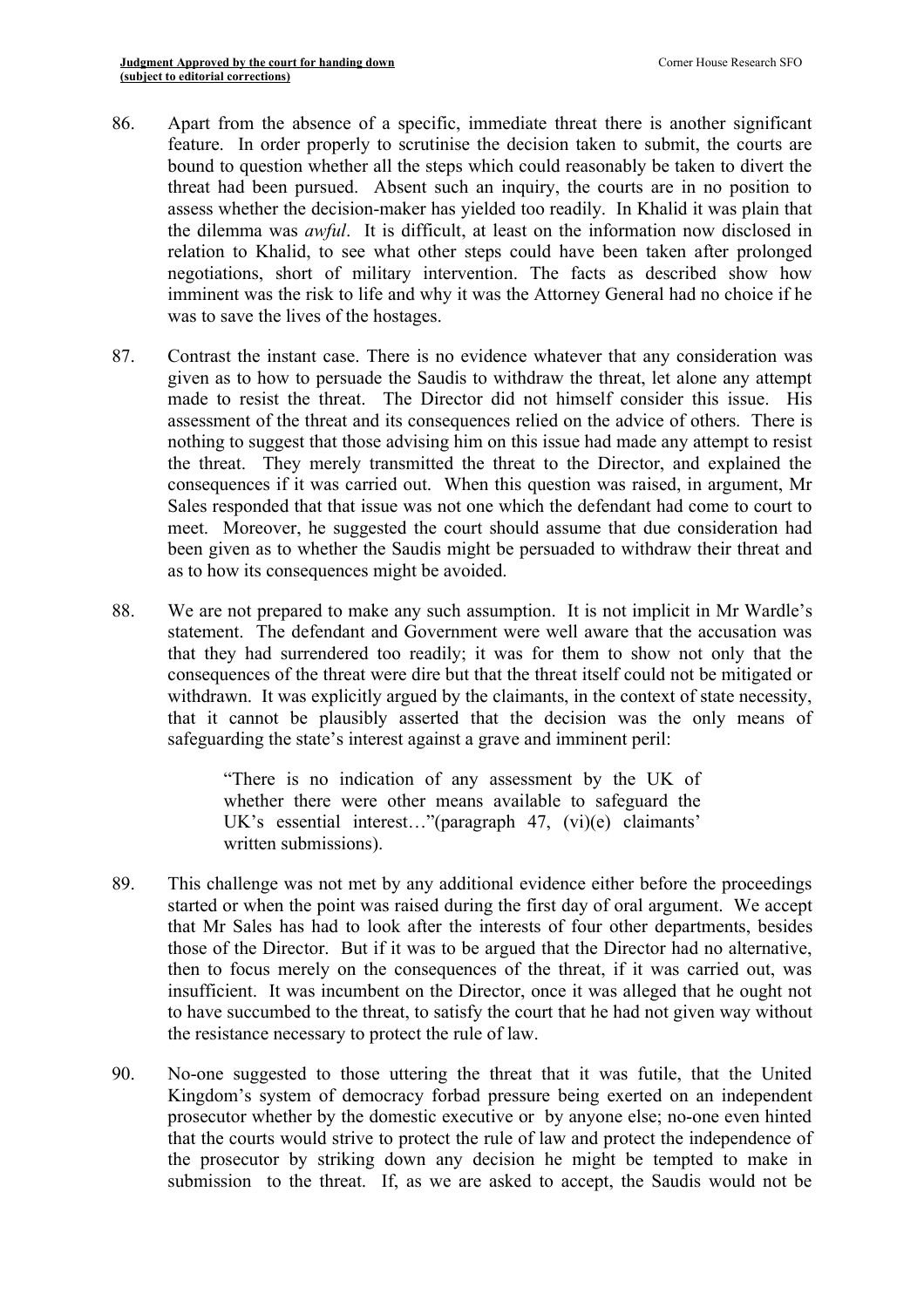86. Apart from the absence of a specific, immediate threat there is another significant feature. In order properly to scrutinise the decision taken to submit, the courts are bound to question whether all the steps which could reasonably be taken to divert the threat had been pursued. Absent such an inquiry, the courts are in no position to assess whether the decision-maker has yielded too readily. In Khalid it was plain that the dilemma was *awful*. It is difficult, at least on the information now disclosed in relation to Khalid, to see what other steps could have been taken after prolonged negotiations, short of military intervention. The facts as described show how imminent was the risk to life and why it was the Attorney General had no choice if he was to save the lives of the hostages.

87. Contrast the instant case. There is no evidence whatever that any consideration was given as to how to persuade the Saudis to withdraw the threat, let alone any attempt made to resist the threat. The Director did not himself consider this issue. His assessment of the threat and its consequences relied on the advice of others. There is nothing to suggest that those advising him on this issue had made any attempt to resist the threat. They merely transmitted the threat to the Director, and explained the consequences if it was carried out. When this question was raised, in argument, Mr Sales responded that that issue was not one which the defendant had come to court to meet. Moreover, he suggested the court should assume that due consideration had been given as to whether the Saudis might be persuaded to withdraw their threat and as to how its consequences might be avoided.

88. We are not prepared to make any such assumption. It is not implicit in Mr Wardle's statement. The defendant and Government were well aware that the accusation was that they had surrendered too readily; it was for them to show not only that the consequences of the threat were dire but that the threat itself could not be mitigated or withdrawn. It was explicitly argued by the claimants, in the context of state necessity, that it cannot be plausibly asserted that the decision was the only means of safeguarding the state's interest against a grave and imminent peril:

> "There is no indication of any assessment by the UK of whether there were other means available to safeguard the UK's essential interest…"(paragraph 47, (vi)(e) claimants' written submissions).

89. This challenge was not met by any additional evidence either before the proceedings started or when the point was raised during the first day of oral argument. We accept that Mr Sales has had to look after the interests of four other departments, besides those of the Director. But if it was to be argued that the Director had no alternative, then to focus merely on the consequences of the threat, if it was carried out, was insufficient. It was incumbent on the Director, once it was alleged that he ought not to have succumbed to the threat, to satisfy the court that he had not given way without the resistance necessary to protect the rule of law.

90. No-one suggested to those uttering the threat that it was futile, that the United Kingdom's system of democracy forbad pressure being exerted on an independent prosecutor whether by the domestic executive or by anyone else; no-one even hinted that the courts would strive to protect the rule of law and protect the independence of the prosecutor by striking down any decision he might be tempted to make in submission to the threat. If, as we are asked to accept, the Saudis would not be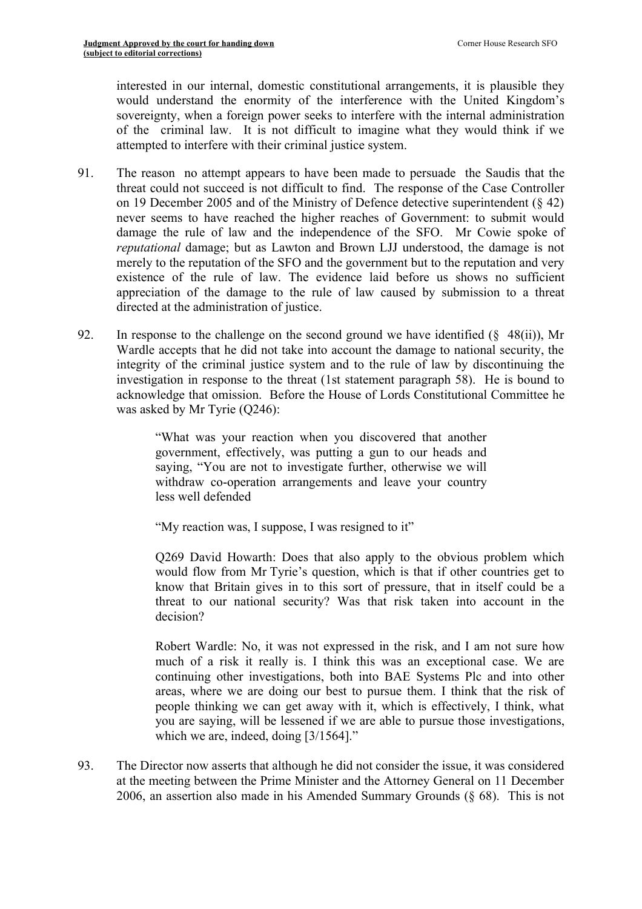interested in our internal, domestic constitutional arrangements, it is plausible they would understand the enormity of the interference with the United Kingdom's sovereignty, when a foreign power seeks to interfere with the internal administration of the criminal law. It is not difficult to imagine what they would think if we attempted to interfere with their criminal justice system.

91. The reason no attempt appears to have been made to persuade the Saudis that the threat could not succeed is not difficult to find. The response of the Case Controller on 19 December 2005 and of the Ministry of Defence detective superintendent (§ 42) never seems to have reached the higher reaches of Government: to submit would damage the rule of law and the independence of the SFO. Mr Cowie spoke of *reputational* damage; but as Lawton and Brown LJJ understood, the damage is not merely to the reputation of the SFO and the government but to the reputation and very existence of the rule of law. The evidence laid before us shows no sufficient appreciation of the damage to the rule of law caused by submission to a threat directed at the administration of justice.

92. In response to the challenge on the second ground we have identified (§ 48(ii)), Mr Wardle accepts that he did not take into account the damage to national security, the integrity of the criminal justice system and to the rule of law by discontinuing the investigation in response to the threat (1st statement paragraph 58). He is bound to acknowledge that omission. Before the House of Lords Constitutional Committee he was asked by Mr Tyrie (Q246):

> "What was your reaction when you discovered that another government, effectively, was putting a gun to our heads and saying, "You are not to investigate further, otherwise we will withdraw co-operation arrangements and leave your country less well defended
>
> "My reaction was, I suppose, I was resigned to it"
>
> Q269 David Howarth: Does that also apply to the obvious problem which would flow from Mr Tyrie's question, which is that if other countries get to know that Britain gives in to this sort of pressure, that in itself could be a threat to our national security? Was that risk taken into account in the decision?
>
> Robert Wardle: No, it was not expressed in the risk, and I am not sure how much of a risk it really is. I think this was an exceptional case. We are continuing other investigations, both into BAE Systems Plc and into other areas, where we are doing our best to pursue them. I think that the risk of people thinking we can get away with it, which is effectively, I think, what you are saying, will be lessened if we are able to pursue those investigations, which we are, indeed, doing [3/1564]."

93. The Director now asserts that although he did not consider the issue, it was considered at the meeting between the Prime Minister and the Attorney General on 11 December 2006, an assertion also made in his Amended Summary Grounds (§ 68). This is not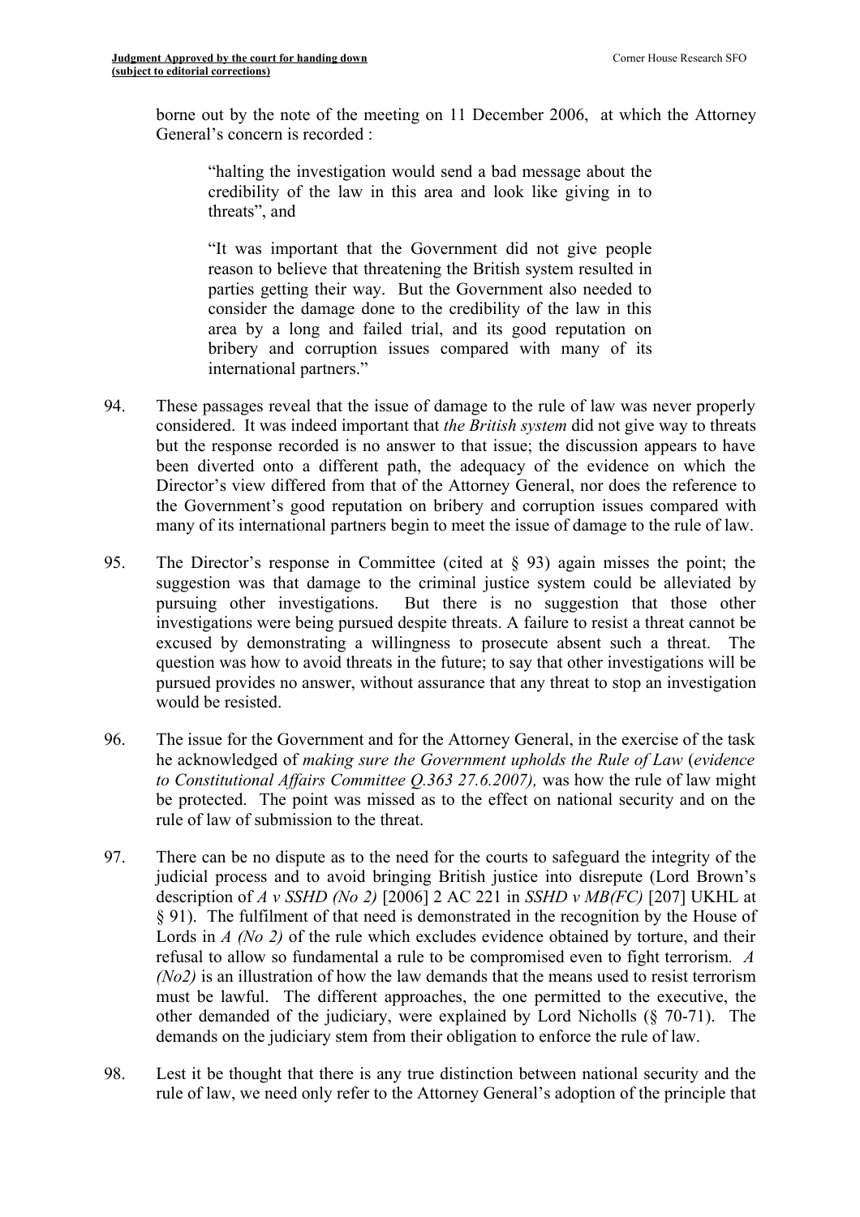borne out by the note of the meeting on 11 December 2006, at which the Attorney General's concern is recorded :

> "halting the investigation would send a bad message about the credibility of the law in this area and look like giving in to threats", and
>
> "It was important that the Government did not give people reason to believe that threatening the British system resulted in parties getting their way. But the Government also needed to consider the damage done to the credibility of the law in this area by a long and failed trial, and its good reputation on bribery and corruption issues compared with many of its international partners."

94. These passages reveal that the issue of damage to the rule of law was never properly considered. It was indeed important that *the British system* did not give way to threats but the response recorded is no answer to that issue; the discussion appears to have been diverted onto a different path, the adequacy of the evidence on which the Director's view differed from that of the Attorney General, nor does the reference to the Government's good reputation on bribery and corruption issues compared with many of its international partners begin to meet the issue of damage to the rule of law.

95. The Director's response in Committee (cited at § 93) again misses the point; the suggestion was that damage to the criminal justice system could be alleviated by pursuing other investigations. But there is no suggestion that those other investigations were being pursued despite threats. A failure to resist a threat cannot be excused by demonstrating a willingness to prosecute absent such a threat. The question was how to avoid threats in the future; to say that other investigations will be pursued provides no answer, without assurance that any threat to stop an investigation would be resisted.

96. The issue for the Government and for the Attorney General, in the exercise of the task he acknowledged of *making sure the Government upholds the Rule of Law* (*evidence to Constitutional Affairs Committee Q.363 27.6.2007),* was how the rule of law might be protected. The point was missed as to the effect on national security and on the rule of law of submission to the threat.

97. There can be no dispute as to the need for the courts to safeguard the integrity of the judicial process and to avoid bringing British justice into disrepute (Lord Brown's description of *A v SSHD (No 2)* [2006] 2 AC 221 in *SSHD v MB(FC)* [207] UKHL at § 91). The fulfilment of that need is demonstrated in the recognition by the House of Lords in *A (No 2)* of the rule which excludes evidence obtained by torture, and their refusal to allow so fundamental a rule to be compromised even to fight terrorism. *A (No2)* is an illustration of how the law demands that the means used to resist terrorism must be lawful. The different approaches, the one permitted to the executive, the other demanded of the judiciary, were explained by Lord Nicholls (§ 70-71). The demands on the judiciary stem from their obligation to enforce the rule of law.

98. Lest it be thought that there is any true distinction between national security and the rule of law, we need only refer to the Attorney General's adoption of the principle that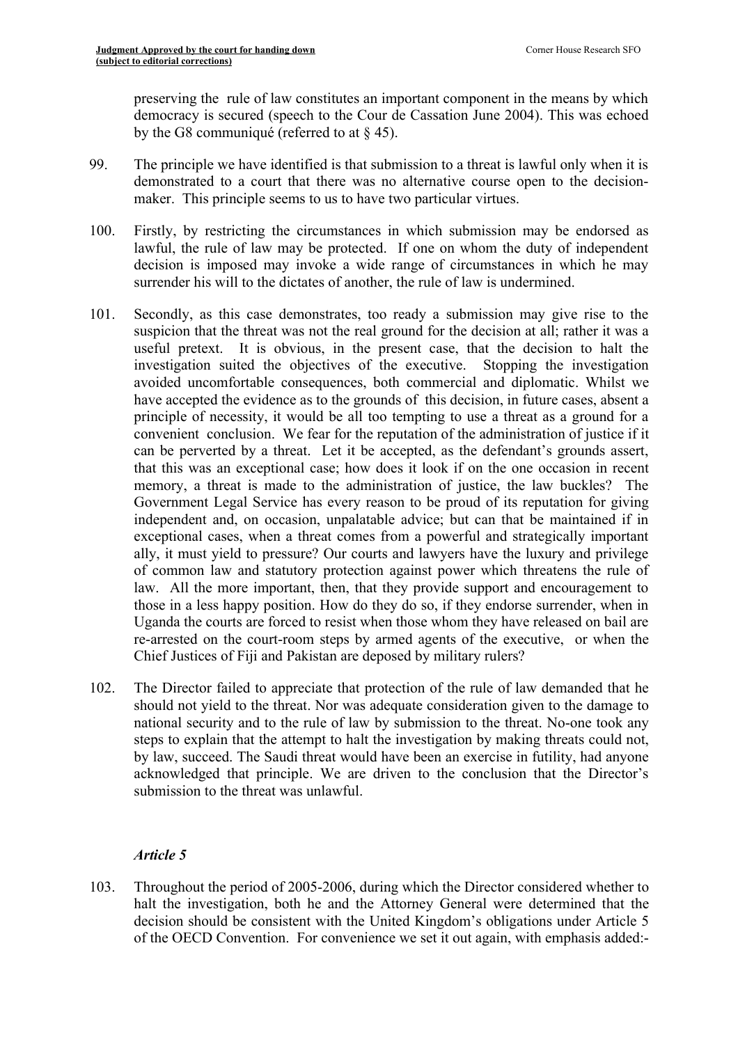preserving the rule of law constitutes an important component in the means by which democracy is secured (speech to the Cour de Cassation June 2004). This was echoed by the G8 communiqué (referred to at § 45).

99. The principle we have identified is that submission to a threat is lawful only when it is demonstrated to a court that there was no alternative course open to the decision-maker. This principle seems to us to have two particular virtues.

100. Firstly, by restricting the circumstances in which submission may be endorsed as lawful, the rule of law may be protected. If one on whom the duty of independent decision is imposed may invoke a wide range of circumstances in which he may surrender his will to the dictates of another, the rule of law is undermined.

101. Secondly, as this case demonstrates, too ready a submission may give rise to the suspicion that the threat was not the real ground for the decision at all; rather it was a useful pretext. It is obvious, in the present case, that the decision to halt the investigation suited the objectives of the executive. Stopping the investigation avoided uncomfortable consequences, both commercial and diplomatic. Whilst we have accepted the evidence as to the grounds of this decision, in future cases, absent a principle of necessity, it would be all too tempting to use a threat as a ground for a convenient conclusion. We fear for the reputation of the administration of justice if it can be perverted by a threat. Let it be accepted, as the defendant's grounds assert, that this was an exceptional case; how does it look if on the one occasion in recent memory, a threat is made to the administration of justice, the law buckles? The Government Legal Service has every reason to be proud of its reputation for giving independent and, on occasion, unpalatable advice; but can that be maintained if in exceptional cases, when a threat comes from a powerful and strategically important ally, it must yield to pressure? Our courts and lawyers have the luxury and privilege of common law and statutory protection against power which threatens the rule of law. All the more important, then, that they provide support and encouragement to those in a less happy position. How do they do so, if they endorse surrender, when in Uganda the courts are forced to resist when those whom they have released on bail are re-arrested on the court-room steps by armed agents of the executive, or when the Chief Justices of Fiji and Pakistan are deposed by military rulers?

102. The Director failed to appreciate that protection of the rule of law demanded that he should not yield to the threat. Nor was adequate consideration given to the damage to national security and to the rule of law by submission to the threat. No-one took any steps to explain that the attempt to halt the investigation by making threats could not, by law, succeed. The Saudi threat would have been an exercise in futility, had anyone acknowledged that principle. We are driven to the conclusion that the Director's submission to the threat was unlawful.

### *Article 5*

103. Throughout the period of 2005-2006, during which the Director considered whether to halt the investigation, both he and the Attorney General were determined that the decision should be consistent with the United Kingdom's obligations under Article 5 of the OECD Convention. For convenience we set it out again, with emphasis added:-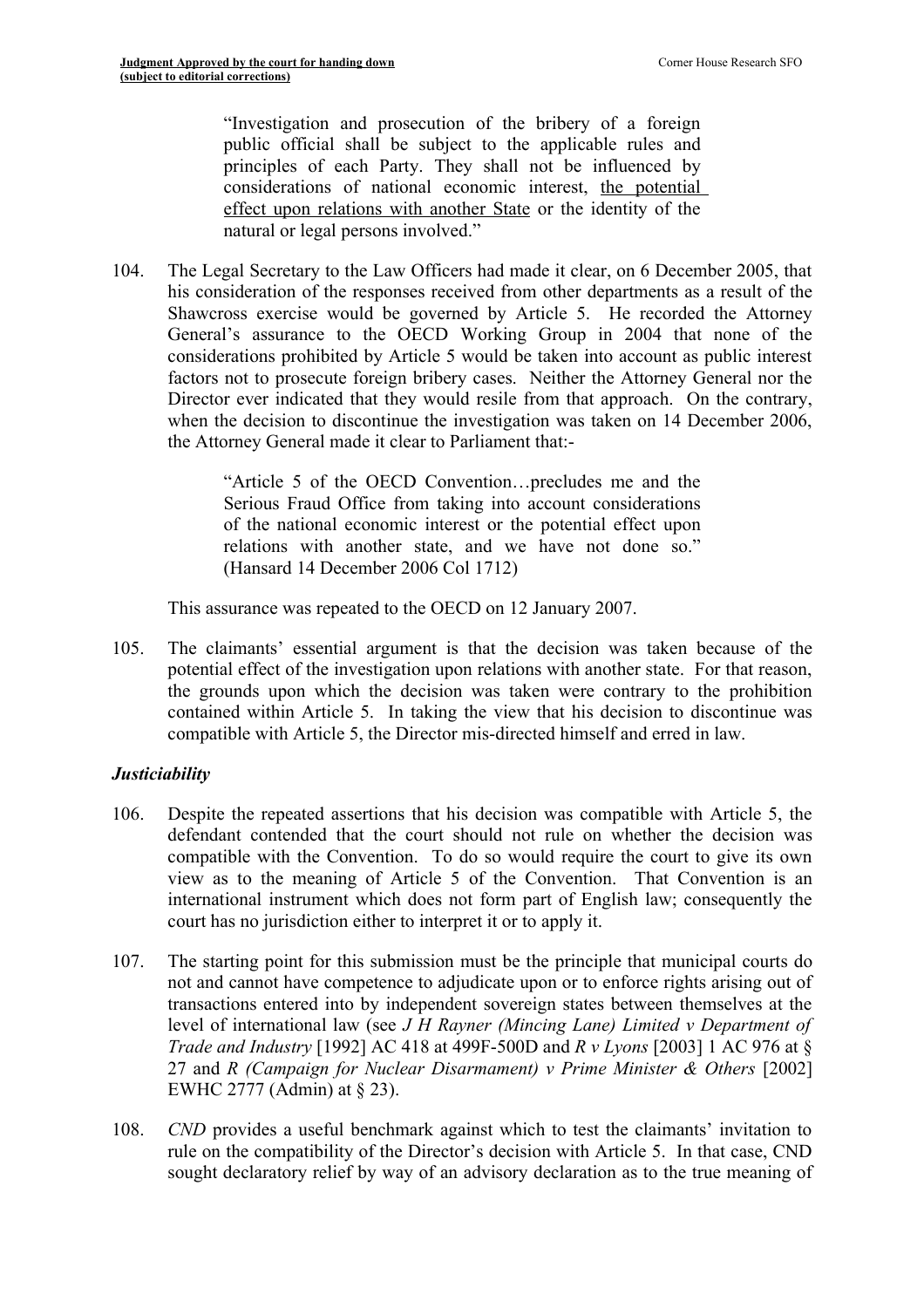> "Investigation and prosecution of the bribery of a foreign public official shall be subject to the applicable rules and principles of each Party. They shall not be influenced by considerations of national economic interest, <u>the potential effect upon relations with another State</u> or the identity of the natural or legal persons involved."

104. The Legal Secretary to the Law Officers had made it clear, on 6 December 2005, that his consideration of the responses received from other departments as a result of the Shawcross exercise would be governed by Article 5. He recorded the Attorney General's assurance to the OECD Working Group in 2004 that none of the considerations prohibited by Article 5 would be taken into account as public interest factors not to prosecute foreign bribery cases. Neither the Attorney General nor the Director ever indicated that they would resile from that approach. On the contrary, when the decision to discontinue the investigation was taken on 14 December 2006, the Attorney General made it clear to Parliament that:-

> "Article 5 of the OECD Convention…precludes me and the Serious Fraud Office from taking into account considerations of the national economic interest or the potential effect upon relations with another state, and we have not done so." (Hansard 14 December 2006 Col 1712)

This assurance was repeated to the OECD on 12 January 2007.

105. The claimants' essential argument is that the decision was taken because of the potential effect of the investigation upon relations with another state. For that reason, the grounds upon which the decision was taken were contrary to the prohibition contained within Article 5. In taking the view that his decision to discontinue was compatible with Article 5, the Director mis-directed himself and erred in law.

### *Justiciability*

106. Despite the repeated assertions that his decision was compatible with Article 5, the defendant contended that the court should not rule on whether the decision was compatible with the Convention. To do so would require the court to give its own view as to the meaning of Article 5 of the Convention. That Convention is an international instrument which does not form part of English law; consequently the court has no jurisdiction either to interpret it or to apply it.

107. The starting point for this submission must be the principle that municipal courts do not and cannot have competence to adjudicate upon or to enforce rights arising out of transactions entered into by independent sovereign states between themselves at the level of international law (see *J H Rayner (Mincing Lane) Limited v Department of Trade and Industry* [1992] AC 418 at 499F-500D and *R v Lyons* [2003] 1 AC 976 at § 27 and *R (Campaign for Nuclear Disarmament) v Prime Minister & Others* [2002] EWHC 2777 (Admin) at § 23).

108. *CND* provides a useful benchmark against which to test the claimants' invitation to rule on the compatibility of the Director's decision with Article 5. In that case, CND sought declaratory relief by way of an advisory declaration as to the true meaning of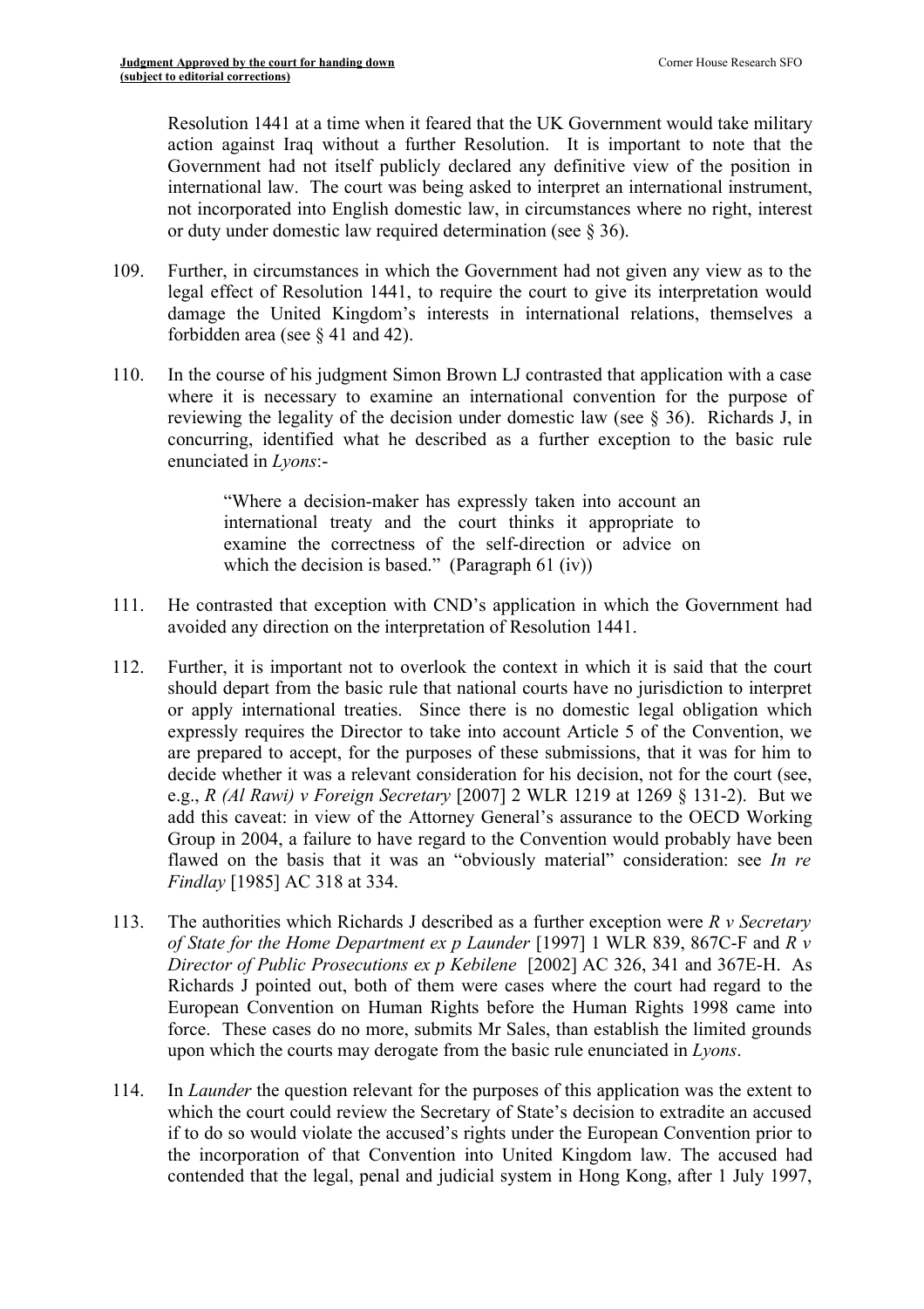Resolution 1441 at a time when it feared that the UK Government would take military action against Iraq without a further Resolution. It is important to note that the Government had not itself publicly declared any definitive view of the position in international law. The court was being asked to interpret an international instrument, not incorporated into English domestic law, in circumstances where no right, interest or duty under domestic law required determination (see § 36).

109. Further, in circumstances in which the Government had not given any view as to the legal effect of Resolution 1441, to require the court to give its interpretation would damage the United Kingdom's interests in international relations, themselves a forbidden area (see § 41 and 42).

110. In the course of his judgment Simon Brown LJ contrasted that application with a case where it is necessary to examine an international convention for the purpose of reviewing the legality of the decision under domestic law (see § 36). Richards J, in concurring, identified what he described as a further exception to the basic rule enunciated in *Lyons*:-

> "Where a decision-maker has expressly taken into account an international treaty and the court thinks it appropriate to examine the correctness of the self-direction or advice on which the decision is based." (Paragraph 61 (iv))

111. He contrasted that exception with CND's application in which the Government had avoided any direction on the interpretation of Resolution 1441.

112. Further, it is important not to overlook the context in which it is said that the court should depart from the basic rule that national courts have no jurisdiction to interpret or apply international treaties. Since there is no domestic legal obligation which expressly requires the Director to take into account Article 5 of the Convention, we are prepared to accept, for the purposes of these submissions, that it was for him to decide whether it was a relevant consideration for his decision, not for the court (see, e.g., *R (Al Rawi) v Foreign Secretary* [2007] 2 WLR 1219 at 1269 § 131-2). But we add this caveat: in view of the Attorney General's assurance to the OECD Working Group in 2004, a failure to have regard to the Convention would probably have been flawed on the basis that it was an "obviously material" consideration: see *In re Findlay* [1985] AC 318 at 334.

113. The authorities which Richards J described as a further exception were *R v Secretary of State for the Home Department ex p Launder* [1997] 1 WLR 839, 867C-F and *R v Director of Public Prosecutions ex p Kebilene* [2002] AC 326, 341 and 367E-H. As Richards J pointed out, both of them were cases where the court had regard to the European Convention on Human Rights before the Human Rights 1998 came into force. These cases do no more, submits Mr Sales, than establish the limited grounds upon which the courts may derogate from the basic rule enunciated in *Lyons*.

114. In *Launder* the question relevant for the purposes of this application was the extent to which the court could review the Secretary of State's decision to extradite an accused if to do so would violate the accused's rights under the European Convention prior to the incorporation of that Convention into United Kingdom law. The accused had contended that the legal, penal and judicial system in Hong Kong, after 1 July 1997,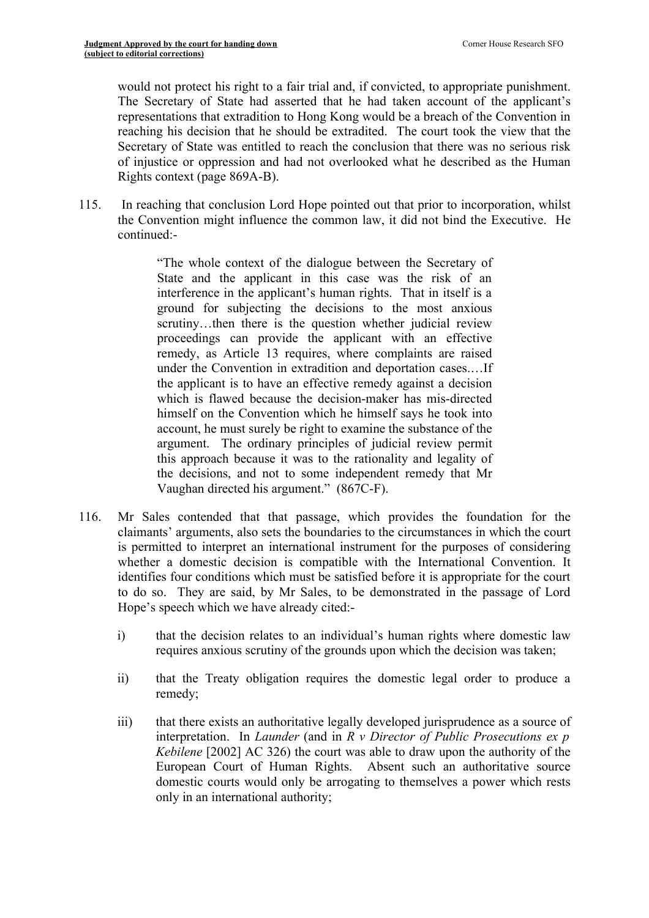would not protect his right to a fair trial and, if convicted, to appropriate punishment. The Secretary of State had asserted that he had taken account of the applicant's representations that extradition to Hong Kong would be a breach of the Convention in reaching his decision that he should be extradited. The court took the view that the Secretary of State was entitled to reach the conclusion that there was no serious risk of injustice or oppression and had not overlooked what he described as the Human Rights context (page 869A-B).

115. In reaching that conclusion Lord Hope pointed out that prior to incorporation, whilst the Convention might influence the common law, it did not bind the Executive. He continued:-

> "The whole context of the dialogue between the Secretary of State and the applicant in this case was the risk of an interference in the applicant's human rights. That in itself is a ground for subjecting the decisions to the most anxious scrutiny…then there is the question whether judicial review proceedings can provide the applicant with an effective remedy, as Article 13 requires, where complaints are raised under the Convention in extradition and deportation cases.…If the applicant is to have an effective remedy against a decision which is flawed because the decision-maker has mis-directed himself on the Convention which he himself says he took into account, he must surely be right to examine the substance of the argument. The ordinary principles of judicial review permit this approach because it was to the rationality and legality of the decisions, and not to some independent remedy that Mr Vaughan directed his argument." (867C-F).

116. Mr Sales contended that that passage, which provides the foundation for the claimants' arguments, also sets the boundaries to the circumstances in which the court is permitted to interpret an international instrument for the purposes of considering whether a domestic decision is compatible with the International Convention. It identifies four conditions which must be satisfied before it is appropriate for the court to do so. They are said, by Mr Sales, to be demonstrated in the passage of Lord Hope's speech which we have already cited:-

   i) that the decision relates to an individual's human rights where domestic law requires anxious scrutiny of the grounds upon which the decision was taken;

   ii) that the Treaty obligation requires the domestic legal order to produce a remedy;

   iii) that there exists an authoritative legally developed jurisprudence as a source of interpretation. In *Launder* (and in *R v Director of Public Prosecutions ex p Kebilene* [2002] AC 326) the court was able to draw upon the authority of the European Court of Human Rights. Absent such an authoritative source domestic courts would only be arrogating to themselves a power which rests only in an international authority;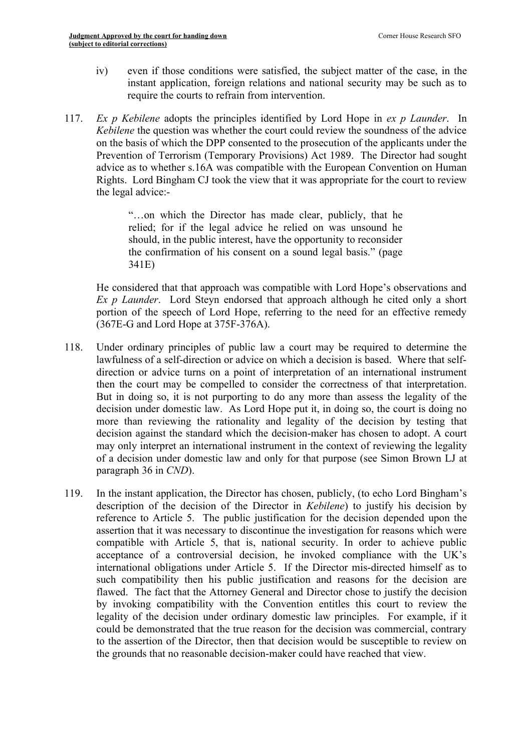iv) even if those conditions were satisfied, the subject matter of the case, in the instant application, foreign relations and national security may be such as to require the courts to refrain from intervention.

117. *Ex p Kebilene* adopts the principles identified by Lord Hope in *ex p Launder*. In *Kebilene* the question was whether the court could review the soundness of the advice on the basis of which the DPP consented to the prosecution of the applicants under the Prevention of Terrorism (Temporary Provisions) Act 1989. The Director had sought advice as to whether s.16A was compatible with the European Convention on Human Rights. Lord Bingham CJ took the view that it was appropriate for the court to review the legal advice:-

> "…on which the Director has made clear, publicly, that he relied; for if the legal advice he relied on was unsound he should, in the public interest, have the opportunity to reconsider the confirmation of his consent on a sound legal basis." (page 341E)

He considered that that approach was compatible with Lord Hope's observations and *Ex p Launder*. Lord Steyn endorsed that approach although he cited only a short portion of the speech of Lord Hope, referring to the need for an effective remedy (367E-G and Lord Hope at 375F-376A).

118. Under ordinary principles of public law a court may be required to determine the lawfulness of a self-direction or advice on which a decision is based. Where that self-direction or advice turns on a point of interpretation of an international instrument then the court may be compelled to consider the correctness of that interpretation. But in doing so, it is not purporting to do any more than assess the legality of the decision under domestic law. As Lord Hope put it, in doing so, the court is doing no more than reviewing the rationality and legality of the decision by testing that decision against the standard which the decision-maker has chosen to adopt. A court may only interpret an international instrument in the context of reviewing the legality of a decision under domestic law and only for that purpose (see Simon Brown LJ at paragraph 36 in *CND*).

119. In the instant application, the Director has chosen, publicly, (to echo Lord Bingham's description of the decision of the Director in *Kebilene*) to justify his decision by reference to Article 5. The public justification for the decision depended upon the assertion that it was necessary to discontinue the investigation for reasons which were compatible with Article 5, that is, national security. In order to achieve public acceptance of a controversial decision, he invoked compliance with the UK's international obligations under Article 5. If the Director mis-directed himself as to such compatibility then his public justification and reasons for the decision are flawed. The fact that the Attorney General and Director chose to justify the decision by invoking compatibility with the Convention entitles this court to review the legality of the decision under ordinary domestic law principles. For example, if it could be demonstrated that the true reason for the decision was commercial, contrary to the assertion of the Director, then that decision would be susceptible to review on the grounds that no reasonable decision-maker could have reached that view.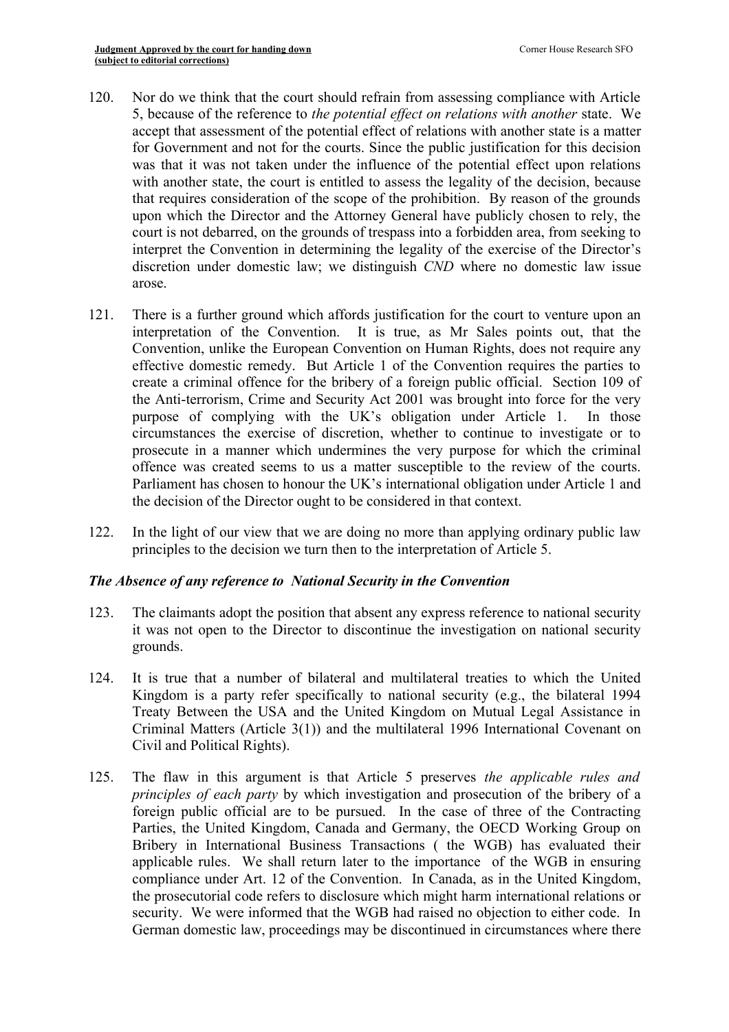120. Nor do we think that the court should refrain from assessing compliance with Article 5, because of the reference to *the potential effect on relations with another* state. We accept that assessment of the potential effect of relations with another state is a matter for Government and not for the courts. Since the public justification for this decision was that it was not taken under the influence of the potential effect upon relations with another state, the court is entitled to assess the legality of the decision, because that requires consideration of the scope of the prohibition. By reason of the grounds upon which the Director and the Attorney General have publicly chosen to rely, the court is not debarred, on the grounds of trespass into a forbidden area, from seeking to interpret the Convention in determining the legality of the exercise of the Director's discretion under domestic law; we distinguish *CND* where no domestic law issue arose.

121. There is a further ground which affords justification for the court to venture upon an interpretation of the Convention. It is true, as Mr Sales points out, that the Convention, unlike the European Convention on Human Rights, does not require any effective domestic remedy. But Article 1 of the Convention requires the parties to create a criminal offence for the bribery of a foreign public official. Section 109 of the Anti-terrorism, Crime and Security Act 2001 was brought into force for the very purpose of complying with the UK's obligation under Article 1. In those circumstances the exercise of discretion, whether to continue to investigate or to prosecute in a manner which undermines the very purpose for which the criminal offence was created seems to us a matter susceptible to the review of the courts. Parliament has chosen to honour the UK's international obligation under Article 1 and the decision of the Director ought to be considered in that context.

122. In the light of our view that we are doing no more than applying ordinary public law principles to the decision we turn then to the interpretation of Article 5.

### *The Absence of any reference to National Security in the Convention*

123. The claimants adopt the position that absent any express reference to national security it was not open to the Director to discontinue the investigation on national security grounds.

124. It is true that a number of bilateral and multilateral treaties to which the United Kingdom is a party refer specifically to national security (e.g., the bilateral 1994 Treaty Between the USA and the United Kingdom on Mutual Legal Assistance in Criminal Matters (Article 3(1)) and the multilateral 1996 International Covenant on Civil and Political Rights).

125. The flaw in this argument is that Article 5 preserves *the applicable rules and principles of each party* by which investigation and prosecution of the bribery of a foreign public official are to be pursued. In the case of three of the Contracting Parties, the United Kingdom, Canada and Germany, the OECD Working Group on Bribery in International Business Transactions ( the WGB) has evaluated their applicable rules. We shall return later to the importance of the WGB in ensuring compliance under Art. 12 of the Convention. In Canada, as in the United Kingdom, the prosecutorial code refers to disclosure which might harm international relations or security. We were informed that the WGB had raised no objection to either code. In German domestic law, proceedings may be discontinued in circumstances where there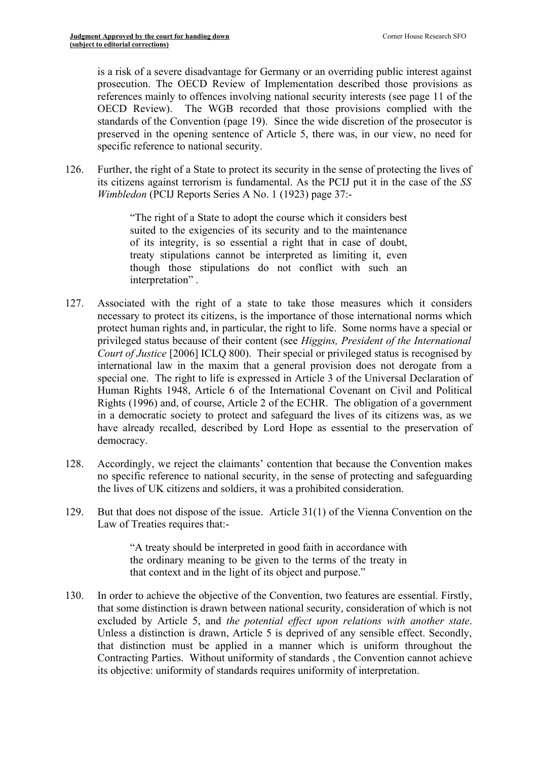is a risk of a severe disadvantage for Germany or an overriding public interest against prosecution. The OECD Review of Implementation described those provisions as references mainly to offences involving national security interests (see page 11 of the OECD Review). The WGB recorded that those provisions complied with the standards of the Convention (page 19). Since the wide discretion of the prosecutor is preserved in the opening sentence of Article 5, there was, in our view, no need for specific reference to national security.

126. Further, the right of a State to protect its security in the sense of protecting the lives of its citizens against terrorism is fundamental. As the PCIJ put it in the case of the *SS Wimbledon* (PCIJ Reports Series A No. 1 (1923) page 37:-

> "The right of a State to adopt the course which it considers best suited to the exigencies of its security and to the maintenance of its integrity, is so essential a right that in case of doubt, treaty stipulations cannot be interpreted as limiting it, even though those stipulations do not conflict with such an interpretation" .

127. Associated with the right of a state to take those measures which it considers necessary to protect its citizens, is the importance of those international norms which protect human rights and, in particular, the right to life. Some norms have a special or privileged status because of their content (see *Higgins, President of the International Court of Justice* [2006] ICLQ 800). Their special or privileged status is recognised by international law in the maxim that a general provision does not derogate from a special one. The right to life is expressed in Article 3 of the Universal Declaration of Human Rights 1948, Article 6 of the International Covenant on Civil and Political Rights (1996) and, of course, Article 2 of the ECHR. The obligation of a government in a democratic society to protect and safeguard the lives of its citizens was, as we have already recalled, described by Lord Hope as essential to the preservation of democracy.

128. Accordingly, we reject the claimants' contention that because the Convention makes no specific reference to national security, in the sense of protecting and safeguarding the lives of UK citizens and soldiers, it was a prohibited consideration.

129. But that does not dispose of the issue. Article 31(1) of the Vienna Convention on the Law of Treaties requires that:-

> "A treaty should be interpreted in good faith in accordance with the ordinary meaning to be given to the terms of the treaty in that context and in the light of its object and purpose."

130. In order to achieve the objective of the Convention, two features are essential. Firstly, that some distinction is drawn between national security, consideration of which is not excluded by Article 5, and *the potential effect upon relations with another state*. Unless a distinction is drawn, Article 5 is deprived of any sensible effect. Secondly, that distinction must be applied in a manner which is uniform throughout the Contracting Parties. Without uniformity of standards , the Convention cannot achieve its objective: uniformity of standards requires uniformity of interpretation.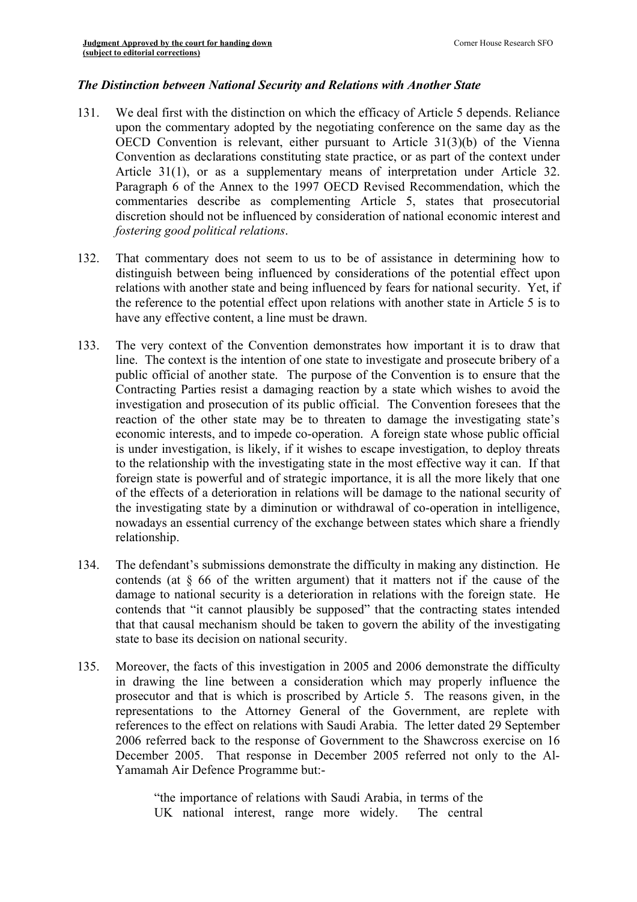### *The Distinction between National Security and Relations with Another State*

131. We deal first with the distinction on which the efficacy of Article 5 depends. Reliance upon the commentary adopted by the negotiating conference on the same day as the OECD Convention is relevant, either pursuant to Article 31(3)(b) of the Vienna Convention as declarations constituting state practice, or as part of the context under Article 31(1), or as a supplementary means of interpretation under Article 32. Paragraph 6 of the Annex to the 1997 OECD Revised Recommendation, which the commentaries describe as complementing Article 5, states that prosecutorial discretion should not be influenced by consideration of national economic interest and *fostering good political relations*.

132. That commentary does not seem to us to be of assistance in determining how to distinguish between being influenced by considerations of the potential effect upon relations with another state and being influenced by fears for national security. Yet, if the reference to the potential effect upon relations with another state in Article 5 is to have any effective content, a line must be drawn.

133. The very context of the Convention demonstrates how important it is to draw that line. The context is the intention of one state to investigate and prosecute bribery of a public official of another state. The purpose of the Convention is to ensure that the Contracting Parties resist a damaging reaction by a state which wishes to avoid the investigation and prosecution of its public official. The Convention foresees that the reaction of the other state may be to threaten to damage the investigating state's economic interests, and to impede co-operation. A foreign state whose public official is under investigation, is likely, if it wishes to escape investigation, to deploy threats to the relationship with the investigating state in the most effective way it can. If that foreign state is powerful and of strategic importance, it is all the more likely that one of the effects of a deterioration in relations will be damage to the national security of the investigating state by a diminution or withdrawal of co-operation in intelligence, nowadays an essential currency of the exchange between states which share a friendly relationship.

134. The defendant's submissions demonstrate the difficulty in making any distinction. He contends (at § 66 of the written argument) that it matters not if the cause of the damage to national security is a deterioration in relations with the foreign state. He contends that "it cannot plausibly be supposed" that the contracting states intended that that causal mechanism should be taken to govern the ability of the investigating state to base its decision on national security.

135. Moreover, the facts of this investigation in 2005 and 2006 demonstrate the difficulty in drawing the line between a consideration which may properly influence the prosecutor and that is which is proscribed by Article 5. The reasons given, in the representations to the Attorney General of the Government, are replete with references to the effect on relations with Saudi Arabia. The letter dated 29 September 2006 referred back to the response of Government to the Shawcross exercise on 16 December 2005. That response in December 2005 referred not only to the Al-Yamamah Air Defence Programme but:-

> "the importance of relations with Saudi Arabia, in terms of the UK national interest, range more widely. The central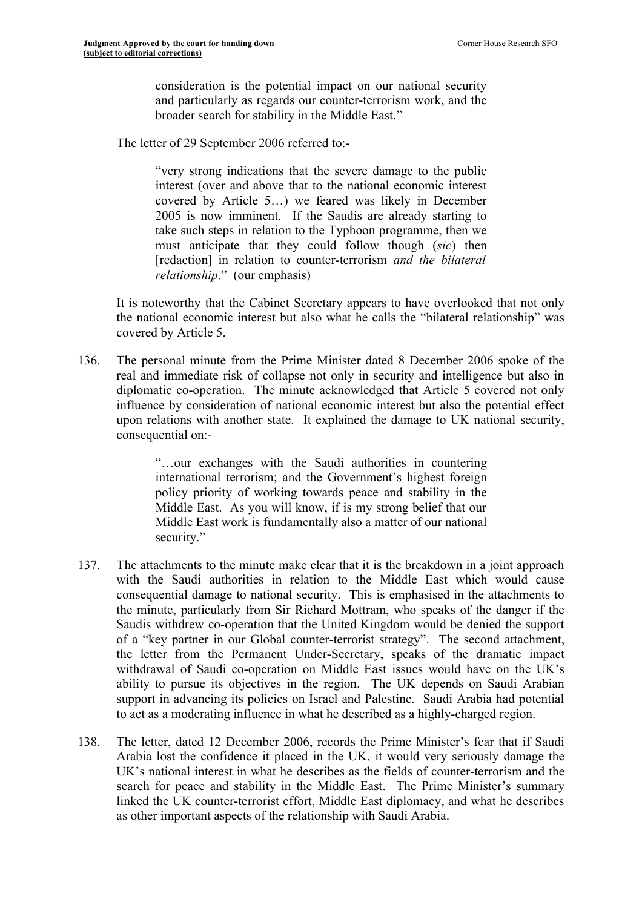> consideration is the potential impact on our national security and particularly as regards our counter-terrorism work, and the broader search for stability in the Middle East."

The letter of 29 September 2006 referred to:-

> "very strong indications that the severe damage to the public interest (over and above that to the national economic interest covered by Article 5…) we feared was likely in December 2005 is now imminent. If the Saudis are already starting to take such steps in relation to the Typhoon programme, then we must anticipate that they could follow though (*sic*) then [redaction] in relation to counter-terrorism *and the bilateral relationship*." (our emphasis)

It is noteworthy that the Cabinet Secretary appears to have overlooked that not only the national economic interest but also what he calls the "bilateral relationship" was covered by Article 5.

136. The personal minute from the Prime Minister dated 8 December 2006 spoke of the real and immediate risk of collapse not only in security and intelligence but also in diplomatic co-operation. The minute acknowledged that Article 5 covered not only influence by consideration of national economic interest but also the potential effect upon relations with another state. It explained the damage to UK national security, consequential on:-

> "…our exchanges with the Saudi authorities in countering international terrorism; and the Government's highest foreign policy priority of working towards peace and stability in the Middle East. As you will know, if is my strong belief that our Middle East work is fundamentally also a matter of our national security."

137. The attachments to the minute make clear that it is the breakdown in a joint approach with the Saudi authorities in relation to the Middle East which would cause consequential damage to national security. This is emphasised in the attachments to the minute, particularly from Sir Richard Mottram, who speaks of the danger if the Saudis withdrew co-operation that the United Kingdom would be denied the support of a "key partner in our Global counter-terrorist strategy". The second attachment, the letter from the Permanent Under-Secretary, speaks of the dramatic impact withdrawal of Saudi co-operation on Middle East issues would have on the UK's ability to pursue its objectives in the region. The UK depends on Saudi Arabian support in advancing its policies on Israel and Palestine. Saudi Arabia had potential to act as a moderating influence in what he described as a highly-charged region.

138. The letter, dated 12 December 2006, records the Prime Minister's fear that if Saudi Arabia lost the confidence it placed in the UK, it would very seriously damage the UK's national interest in what he describes as the fields of counter-terrorism and the search for peace and stability in the Middle East. The Prime Minister's summary linked the UK counter-terrorist effort, Middle East diplomacy, and what he describes as other important aspects of the relationship with Saudi Arabia.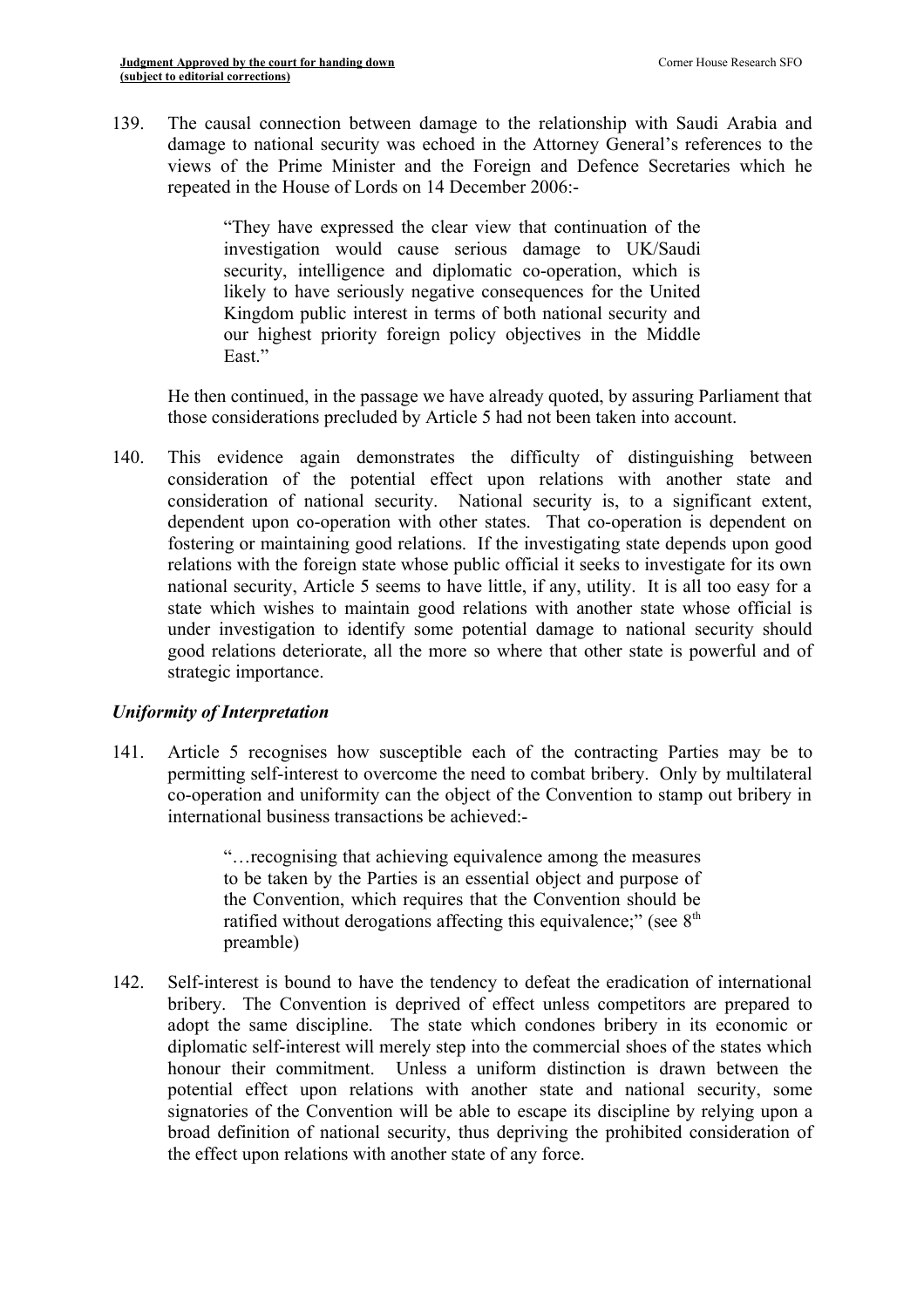139. The causal connection between damage to the relationship with Saudi Arabia and damage to national security was echoed in the Attorney General's references to the views of the Prime Minister and the Foreign and Defence Secretaries which he repeated in the House of Lords on 14 December 2006:-

> "They have expressed the clear view that continuation of the investigation would cause serious damage to UK/Saudi security, intelligence and diplomatic co-operation, which is likely to have seriously negative consequences for the United Kingdom public interest in terms of both national security and our highest priority foreign policy objectives in the Middle East."

He then continued, in the passage we have already quoted, by assuring Parliament that those considerations precluded by Article 5 had not been taken into account.

140. This evidence again demonstrates the difficulty of distinguishing between consideration of the potential effect upon relations with another state and consideration of national security. National security is, to a significant extent, dependent upon co-operation with other states. That co-operation is dependent on fostering or maintaining good relations. If the investigating state depends upon good relations with the foreign state whose public official it seeks to investigate for its own national security, Article 5 seems to have little, if any, utility. It is all too easy for a state which wishes to maintain good relations with another state whose official is under investigation to identify some potential damage to national security should good relations deteriorate, all the more so where that other state is powerful and of strategic importance.

### *Uniformity of Interpretation*

141. Article 5 recognises how susceptible each of the contracting Parties may be to permitting self-interest to overcome the need to combat bribery. Only by multilateral co-operation and uniformity can the object of the Convention to stamp out bribery in international business transactions be achieved:-

> "…recognising that achieving equivalence among the measures to be taken by the Parties is an essential object and purpose of the Convention, which requires that the Convention should be ratified without derogations affecting this equivalence;" (see 8th preamble)

142. Self-interest is bound to have the tendency to defeat the eradication of international bribery. The Convention is deprived of effect unless competitors are prepared to adopt the same discipline. The state which condones bribery in its economic or diplomatic self-interest will merely step into the commercial shoes of the states which honour their commitment. Unless a uniform distinction is drawn between the potential effect upon relations with another state and national security, some signatories of the Convention will be able to escape its discipline by relying upon a broad definition of national security, thus depriving the prohibited consideration of the effect upon relations with another state of any force.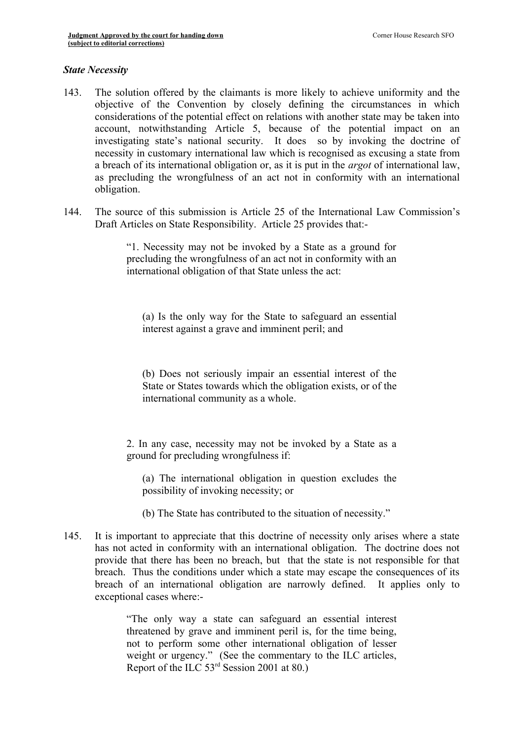### *State Necessity*

143. The solution offered by the claimants is more likely to achieve uniformity and the objective of the Convention by closely defining the circumstances in which considerations of the potential effect on relations with another state may be taken into account, notwithstanding Article 5, because of the potential impact on an investigating state's national security. It does so by invoking the doctrine of necessity in customary international law which is recognised as excusing a state from a breach of its international obligation or, as it is put in the *argot* of international law, as precluding the wrongfulness of an act not in conformity with an international obligation.

144. The source of this submission is Article 25 of the International Law Commission's Draft Articles on State Responsibility. Article 25 provides that:-

> "1. Necessity may not be invoked by a State as a ground for precluding the wrongfulness of an act not in conformity with an international obligation of that State unless the act:
>
> > (a) Is the only way for the State to safeguard an essential interest against a grave and imminent peril; and
> >
> > (b) Does not seriously impair an essential interest of the State or States towards which the obligation exists, or of the international community as a whole.
>
> 2. In any case, necessity may not be invoked by a State as a ground for precluding wrongfulness if:
>
> > (a) The international obligation in question excludes the possibility of invoking necessity; or
> >
> > (b) The State has contributed to the situation of necessity."

145. It is important to appreciate that this doctrine of necessity only arises where a state has not acted in conformity with an international obligation. The doctrine does not provide that there has been no breach, but that the state is not responsible for that breach. Thus the conditions under which a state may escape the consequences of its breach of an international obligation are narrowly defined. It applies only to exceptional cases where:-

> "The only way a state can safeguard an essential interest threatened by grave and imminent peril is, for the time being, not to perform some other international obligation of lesser weight or urgency." (See the commentary to the ILC articles, Report of the ILC 53rd Session 2001 at 80.)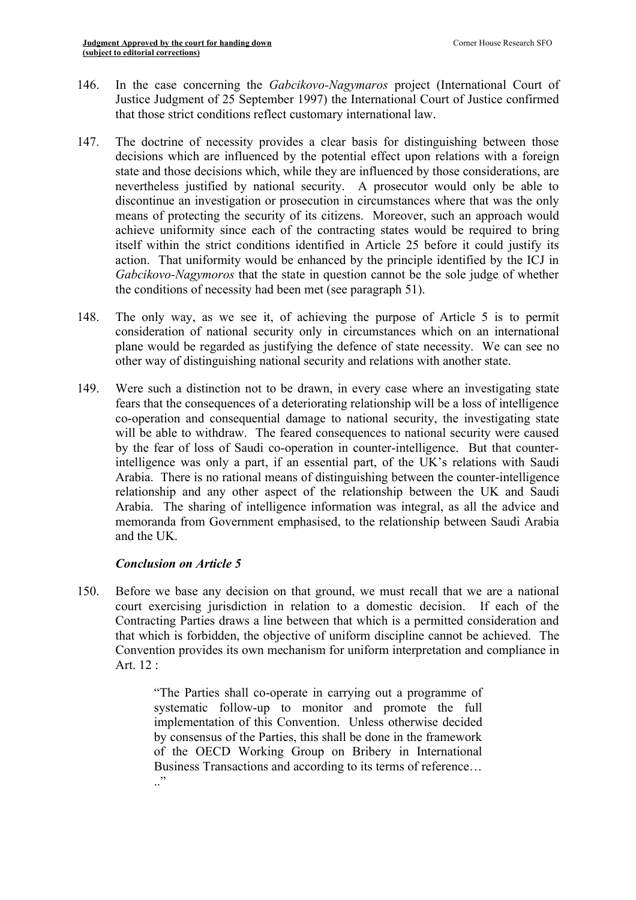146. In the case concerning the *Gabcikovo-Nagymaros* project (International Court of Justice Judgment of 25 September 1997) the International Court of Justice confirmed that those strict conditions reflect customary international law.

147. The doctrine of necessity provides a clear basis for distinguishing between those decisions which are influenced by the potential effect upon relations with a foreign state and those decisions which, while they are influenced by those considerations, are nevertheless justified by national security. A prosecutor would only be able to discontinue an investigation or prosecution in circumstances where that was the only means of protecting the security of its citizens. Moreover, such an approach would achieve uniformity since each of the contracting states would be required to bring itself within the strict conditions identified in Article 25 before it could justify its action. That uniformity would be enhanced by the principle identified by the ICJ in *Gabcikovo-Nagymoros* that the state in question cannot be the sole judge of whether the conditions of necessity had been met (see paragraph 51).

148. The only way, as we see it, of achieving the purpose of Article 5 is to permit consideration of national security only in circumstances which on an international plane would be regarded as justifying the defence of state necessity. We can see no other way of distinguishing national security and relations with another state.

149. Were such a distinction not to be drawn, in every case where an investigating state fears that the consequences of a deteriorating relationship will be a loss of intelligence co-operation and consequential damage to national security, the investigating state will be able to withdraw. The feared consequences to national security were caused by the fear of loss of Saudi co-operation in counter-intelligence. But that counter-intelligence was only a part, if an essential part, of the UK's relations with Saudi Arabia. There is no rational means of distinguishing between the counter-intelligence relationship and any other aspect of the relationship between the UK and Saudi Arabia. The sharing of intelligence information was integral, as all the advice and memoranda from Government emphasised, to the relationship between Saudi Arabia and the UK.

### *Conclusion on Article 5*

150. Before we base any decision on that ground, we must recall that we are a national court exercising jurisdiction in relation to a domestic decision. If each of the Contracting Parties draws a line between that which is a permitted consideration and that which is forbidden, the objective of uniform discipline cannot be achieved. The Convention provides its own mechanism for uniform interpretation and compliance in Art. 12 :

> "The Parties shall co-operate in carrying out a programme of systematic follow-up to monitor and promote the full implementation of this Convention. Unless otherwise decided by consensus of the Parties, this shall be done in the framework of the OECD Working Group on Bribery in International Business Transactions and according to its terms of reference… .."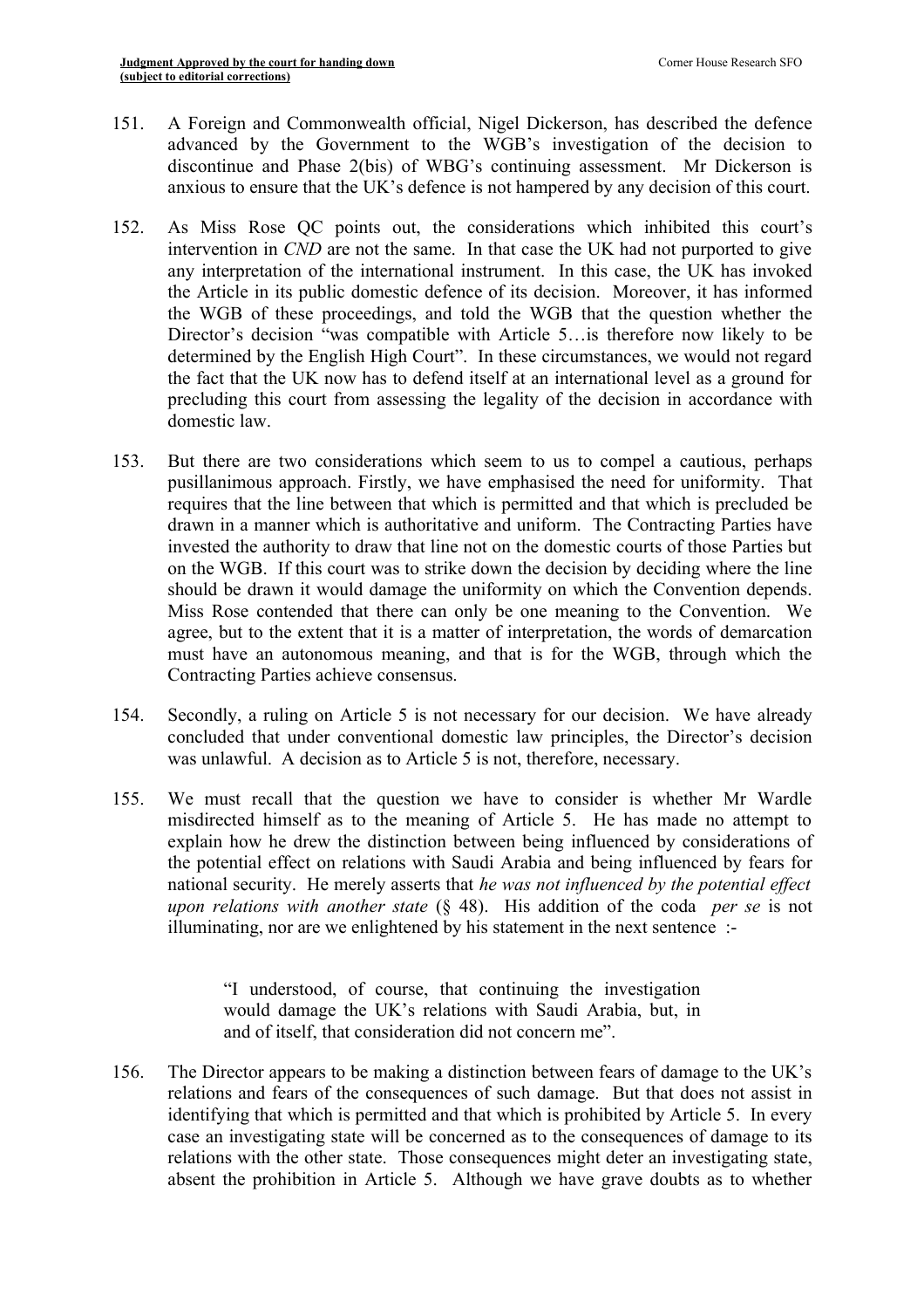151. A Foreign and Commonwealth official, Nigel Dickerson, has described the defence advanced by the Government to the WGB's investigation of the decision to discontinue and Phase 2(bis) of WBG's continuing assessment. Mr Dickerson is anxious to ensure that the UK's defence is not hampered by any decision of this court.

152. As Miss Rose QC points out, the considerations which inhibited this court's intervention in *CND* are not the same. In that case the UK had not purported to give any interpretation of the international instrument. In this case, the UK has invoked the Article in its public domestic defence of its decision. Moreover, it has informed the WGB of these proceedings, and told the WGB that the question whether the Director's decision "was compatible with Article 5…is therefore now likely to be determined by the English High Court". In these circumstances, we would not regard the fact that the UK now has to defend itself at an international level as a ground for precluding this court from assessing the legality of the decision in accordance with domestic law.

153. But there are two considerations which seem to us to compel a cautious, perhaps pusillanimous approach. Firstly, we have emphasised the need for uniformity. That requires that the line between that which is permitted and that which is precluded be drawn in a manner which is authoritative and uniform. The Contracting Parties have invested the authority to draw that line not on the domestic courts of those Parties but on the WGB. If this court was to strike down the decision by deciding where the line should be drawn it would damage the uniformity on which the Convention depends. Miss Rose contended that there can only be one meaning to the Convention. We agree, but to the extent that it is a matter of interpretation, the words of demarcation must have an autonomous meaning, and that is for the WGB, through which the Contracting Parties achieve consensus.

154. Secondly, a ruling on Article 5 is not necessary for our decision. We have already concluded that under conventional domestic law principles, the Director's decision was unlawful. A decision as to Article 5 is not, therefore, necessary.

155. We must recall that the question we have to consider is whether Mr Wardle misdirected himself as to the meaning of Article 5. He has made no attempt to explain how he drew the distinction between being influenced by considerations of the potential effect on relations with Saudi Arabia and being influenced by fears for national security. He merely asserts that *he was not influenced by the potential effect upon relations with another state* (§ 48). His addition of the coda *per se* is not illuminating, nor are we enlightened by his statement in the next sentence :-

> "I understood, of course, that continuing the investigation would damage the UK's relations with Saudi Arabia, but, in and of itself, that consideration did not concern me".

156. The Director appears to be making a distinction between fears of damage to the UK's relations and fears of the consequences of such damage. But that does not assist in identifying that which is permitted and that which is prohibited by Article 5. In every case an investigating state will be concerned as to the consequences of damage to its relations with the other state. Those consequences might deter an investigating state, absent the prohibition in Article 5. Although we have grave doubts as to whether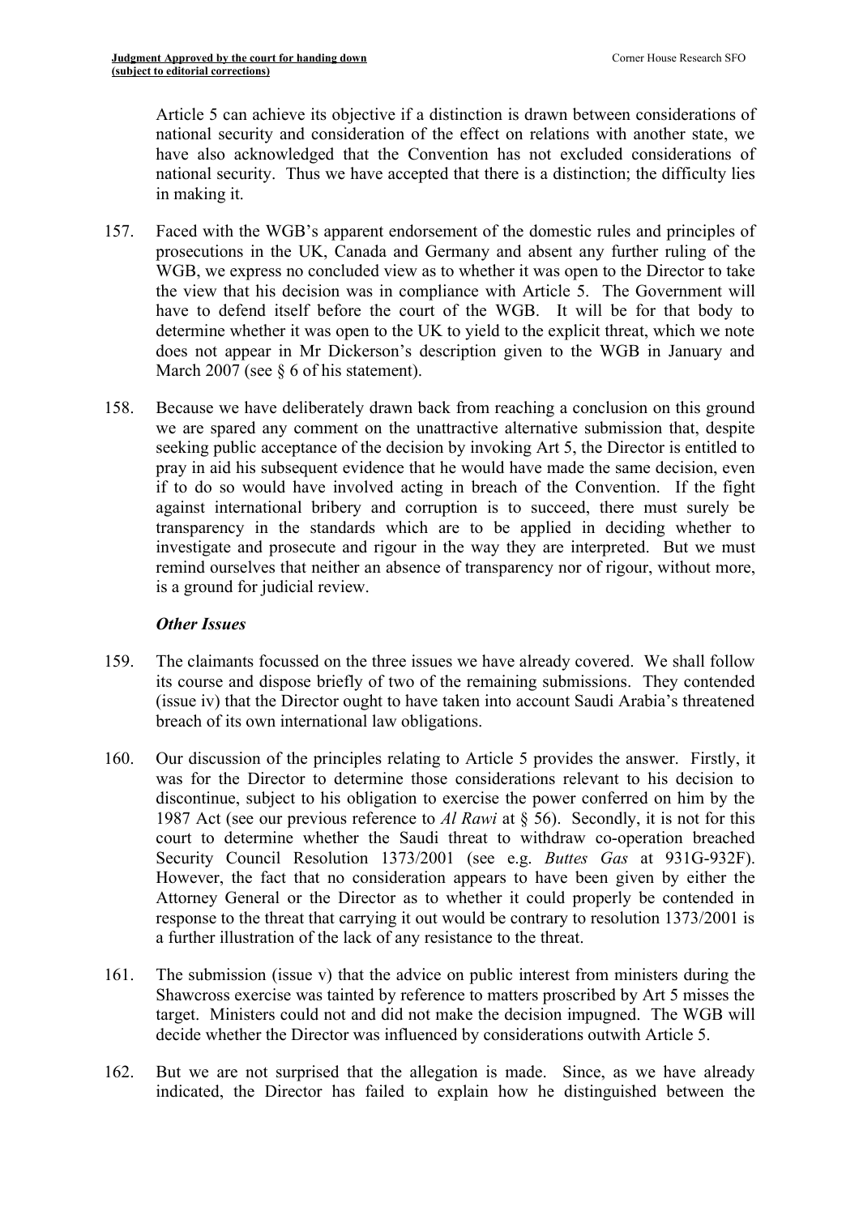Article 5 can achieve its objective if a distinction is drawn between considerations of national security and consideration of the effect on relations with another state, we have also acknowledged that the Convention has not excluded considerations of national security. Thus we have accepted that there is a distinction; the difficulty lies in making it.

157. Faced with the WGB's apparent endorsement of the domestic rules and principles of prosecutions in the UK, Canada and Germany and absent any further ruling of the WGB, we express no concluded view as to whether it was open to the Director to take the view that his decision was in compliance with Article 5. The Government will have to defend itself before the court of the WGB. It will be for that body to determine whether it was open to the UK to yield to the explicit threat, which we note does not appear in Mr Dickerson's description given to the WGB in January and March 2007 (see § 6 of his statement).

158. Because we have deliberately drawn back from reaching a conclusion on this ground we are spared any comment on the unattractive alternative submission that, despite seeking public acceptance of the decision by invoking Art 5, the Director is entitled to pray in aid his subsequent evidence that he would have made the same decision, even if to do so would have involved acting in breach of the Convention. If the fight against international bribery and corruption is to succeed, there must surely be transparency in the standards which are to be applied in deciding whether to investigate and prosecute and rigour in the way they are interpreted. But we must remind ourselves that neither an absence of transparency nor of rigour, without more, is a ground for judicial review.

### *Other Issues*

159. The claimants focussed on the three issues we have already covered. We shall follow its course and dispose briefly of two of the remaining submissions. They contended (issue iv) that the Director ought to have taken into account Saudi Arabia's threatened breach of its own international law obligations.

160. Our discussion of the principles relating to Article 5 provides the answer. Firstly, it was for the Director to determine those considerations relevant to his decision to discontinue, subject to his obligation to exercise the power conferred on him by the 1987 Act (see our previous reference to *Al Rawi* at § 56). Secondly, it is not for this court to determine whether the Saudi threat to withdraw co-operation breached Security Council Resolution 1373/2001 (see e.g. *Buttes Gas* at 931G-932F). However, the fact that no consideration appears to have been given by either the Attorney General or the Director as to whether it could properly be contended in response to the threat that carrying it out would be contrary to resolution 1373/2001 is a further illustration of the lack of any resistance to the threat.

161. The submission (issue v) that the advice on public interest from ministers during the Shawcross exercise was tainted by reference to matters proscribed by Art 5 misses the target. Ministers could not and did not make the decision impugned. The WGB will decide whether the Director was influenced by considerations outwith Article 5.

162. But we are not surprised that the allegation is made. Since, as we have already indicated, the Director has failed to explain how he distinguished between the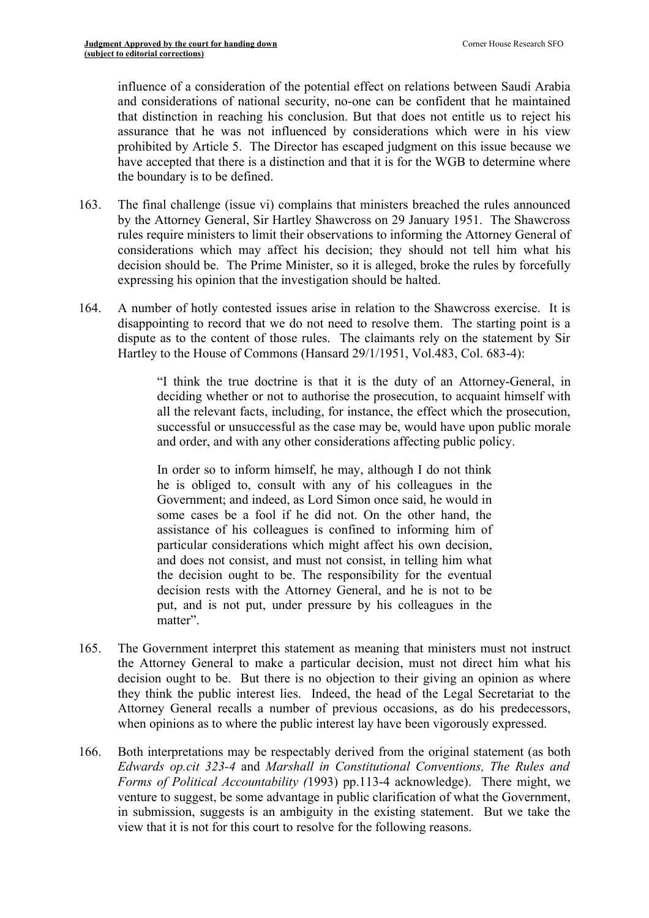influence of a consideration of the potential effect on relations between Saudi Arabia and considerations of national security, no-one can be confident that he maintained that distinction in reaching his conclusion. But that does not entitle us to reject his assurance that he was not influenced by considerations which were in his view prohibited by Article 5. The Director has escaped judgment on this issue because we have accepted that there is a distinction and that it is for the WGB to determine where the boundary is to be defined.

163. The final challenge (issue vi) complains that ministers breached the rules announced by the Attorney General, Sir Hartley Shawcross on 29 January 1951. The Shawcross rules require ministers to limit their observations to informing the Attorney General of considerations which may affect his decision; they should not tell him what his decision should be. The Prime Minister, so it is alleged, broke the rules by forcefully expressing his opinion that the investigation should be halted.

164. A number of hotly contested issues arise in relation to the Shawcross exercise. It is disappointing to record that we do not need to resolve them. The starting point is a dispute as to the content of those rules. The claimants rely on the statement by Sir Hartley to the House of Commons (Hansard 29/1/1951, Vol.483, Col. 683-4):

> "I think the true doctrine is that it is the duty of an Attorney-General, in deciding whether or not to authorise the prosecution, to acquaint himself with all the relevant facts, including, for instance, the effect which the prosecution, successful or unsuccessful as the case may be, would have upon public morale and order, and with any other considerations affecting public policy.
>
> In order so to inform himself, he may, although I do not think he is obliged to, consult with any of his colleagues in the Government; and indeed, as Lord Simon once said, he would in some cases be a fool if he did not. On the other hand, the assistance of his colleagues is confined to informing him of particular considerations which might affect his own decision, and does not consist, and must not consist, in telling him what the decision ought to be. The responsibility for the eventual decision rests with the Attorney General, and he is not to be put, and is not put, under pressure by his colleagues in the matter".

165. The Government interpret this statement as meaning that ministers must not instruct the Attorney General to make a particular decision, must not direct him what his decision ought to be. But there is no objection to their giving an opinion as where they think the public interest lies. Indeed, the head of the Legal Secretariat to the Attorney General recalls a number of previous occasions, as do his predecessors, when opinions as to where the public interest lay have been vigorously expressed.

166. Both interpretations may be respectably derived from the original statement (as both *Edwards op.cit 323-4* and *Marshall in Constitutional Conventions, The Rules and Forms of Political Accountability (*1993) pp.113-4 acknowledge). There might, we venture to suggest, be some advantage in public clarification of what the Government, in submission, suggests is an ambiguity in the existing statement. But we take the view that it is not for this court to resolve for the following reasons.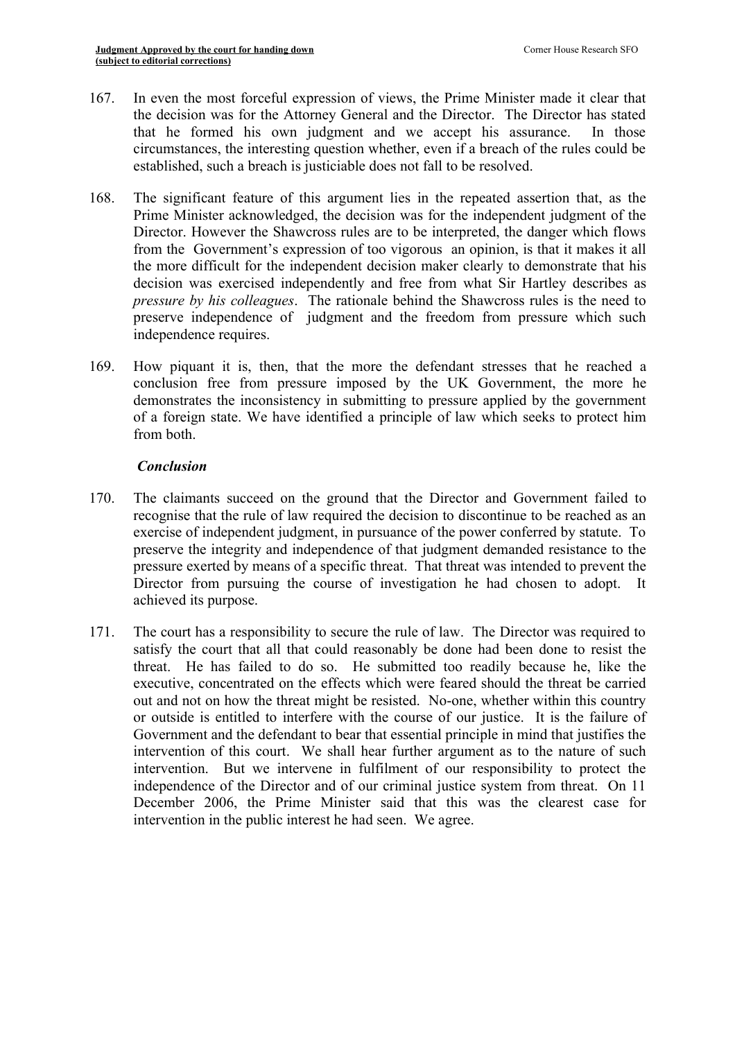167. In even the most forceful expression of views, the Prime Minister made it clear that the decision was for the Attorney General and the Director. The Director has stated that he formed his own judgment and we accept his assurance. In those circumstances, the interesting question whether, even if a breach of the rules could be established, such a breach is justiciable does not fall to be resolved.

168. The significant feature of this argument lies in the repeated assertion that, as the Prime Minister acknowledged, the decision was for the independent judgment of the Director. However the Shawcross rules are to be interpreted, the danger which flows from the Government's expression of too vigorous an opinion, is that it makes it all the more difficult for the independent decision maker clearly to demonstrate that his decision was exercised independently and free from what Sir Hartley describes as *pressure by his colleagues*. The rationale behind the Shawcross rules is the need to preserve independence of judgment and the freedom from pressure which such independence requires.

169. How piquant it is, then, that the more the defendant stresses that he reached a conclusion free from pressure imposed by the UK Government, the more he demonstrates the inconsistency in submitting to pressure applied by the government of a foreign state. We have identified a principle of law which seeks to protect him from both.

***Conclusion***

170. The claimants succeed on the ground that the Director and Government failed to recognise that the rule of law required the decision to discontinue to be reached as an exercise of independent judgment, in pursuance of the power conferred by statute. To preserve the integrity and independence of that judgment demanded resistance to the pressure exerted by means of a specific threat. That threat was intended to prevent the Director from pursuing the course of investigation he had chosen to adopt. It achieved its purpose.

171. The court has a responsibility to secure the rule of law. The Director was required to satisfy the court that all that could reasonably be done had been done to resist the threat. He has failed to do so. He submitted too readily because he, like the executive, concentrated on the effects which were feared should the threat be carried out and not on how the threat might be resisted. No-one, whether within this country or outside is entitled to interfere with the course of our justice. It is the failure of Government and the defendant to bear that essential principle in mind that justifies the intervention of this court. We shall hear further argument as to the nature of such intervention. But we intervene in fulfilment of our responsibility to protect the independence of the Director and of our criminal justice system from threat. On 11 December 2006, the Prime Minister said that this was the clearest case for intervention in the public interest he had seen. We agree.